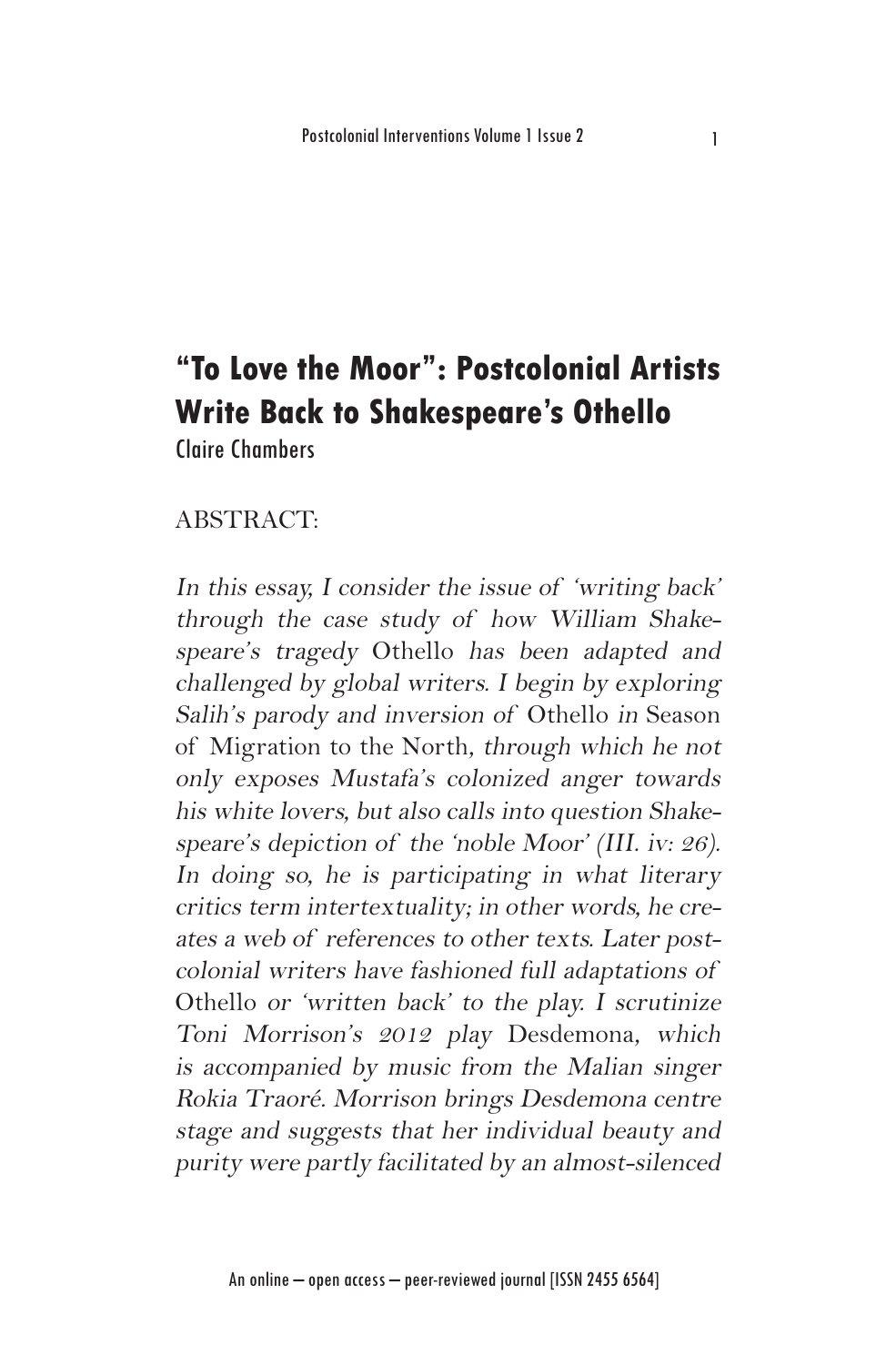# “To Love the Moor”: Postcolonial Artists Write Back to Shakespeare’s Othello

Claire Chambers

ABSTRACT:

*In this essay, I consider the issue of ‘writing back’ through the case study of how William Shakespeare’s tragedy* Othello *has been adapted and challenged by global writers. I begin by exploring Salih’s parody and inversion of* Othello *in* Season of Migration to the North*, through which he not only exposes Mustafa’s colonized anger towards his white lovers, but also calls into question Shakespeare’s depiction of the ‘noble Moor’ (III. iv: 26). In doing so, he is participating in what literary critics term intertextuality; in other words, he creates a web of references to other texts. Later postcolonial writers have fashioned full adaptations of* Othello *or ‘written back’ to the play. I scrutinize Toni Morrison’s 2012 play* Desdemona*, which is accompanied by music from the Malian singer Rokia Traoré. Morrison brings Desdemona centre stage and suggests that her individual beauty and purity were partly facilitated by an almost-silenced*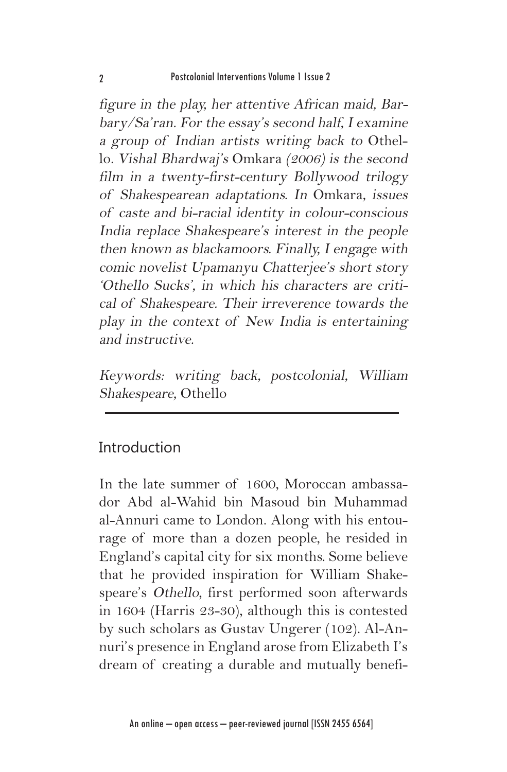*figure in the play, her attentive African maid, Barbary/Sa'ran. For the essay's second half, I examine a group of Indian artists writing back to* Othello*. Vishal Bhardwaj's* Omkara *(2006) is the second film in a twenty-first-century Bollywood trilogy of Shakespearean adaptations. In* Omkara*, issues of caste and bi-racial identity in colour-conscious India replace Shakespeare's interest in the people then known as blackamoors. Finally, I engage with comic novelist Upamanyu Chatterjee's short story 'Othello Sucks', in which his characters are critical of Shakespeare. Their irreverence towards the play in the context of New India is entertaining and instructive.*

*Keywords: writing back, postcolonial, William Shakespeare,* Othello

## Introduction

In the late summer of 1600, Moroccan ambassador Abd al-Wahid bin Masoud bin Muhammad al-Annuri came to London. Along with his entourage of more than a dozen people, he resided in England's capital city for six months. Some believe that he provided inspiration for William Shakespeare's *Othello*, first performed soon afterwards in 1604 (Harris 23-30), although this is contested by such scholars as Gustav Ungerer (102). Al-Annuri's presence in England arose from Elizabeth I's dream of creating a durable and mutually benefi-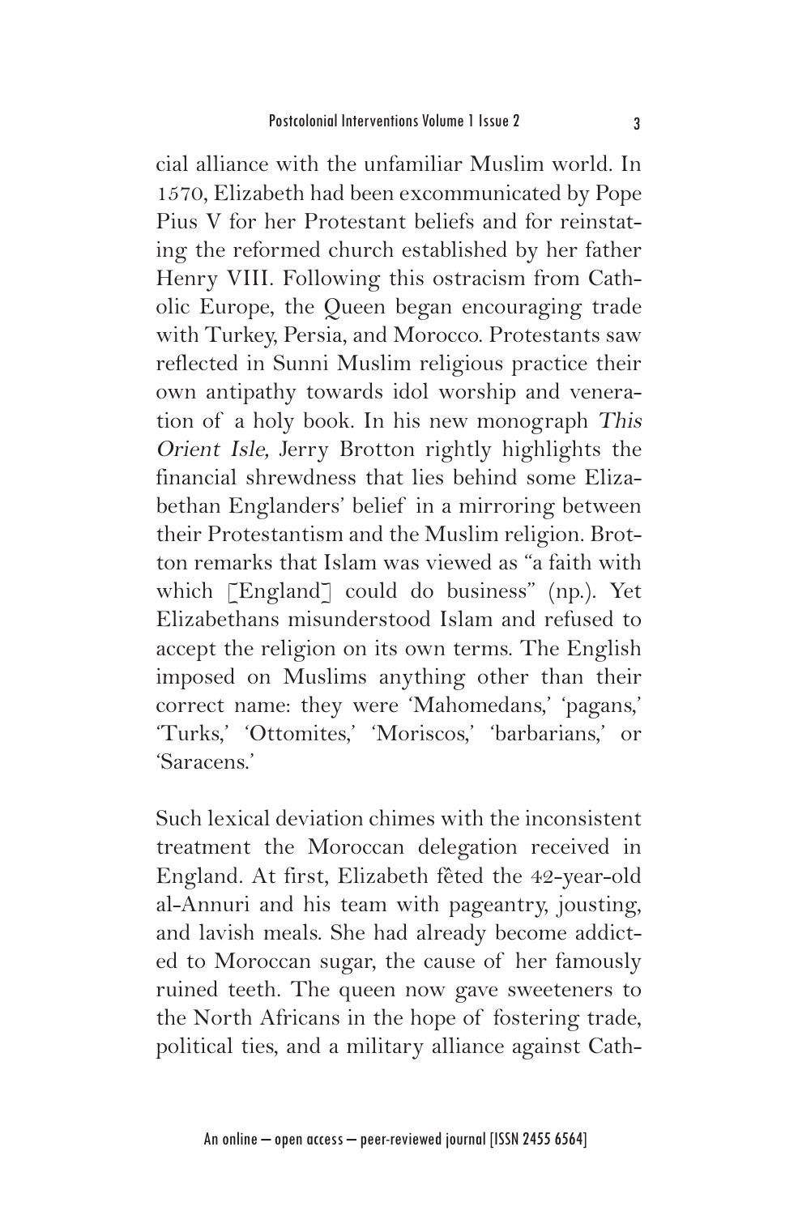cial alliance with the unfamiliar Muslim world. In 1570, Elizabeth had been excommunicated by Pope Pius V for her Protestant beliefs and for reinstating the reformed church established by her father Henry VIII. Following this ostracism from Catholic Europe, the Queen began encouraging trade with Turkey, Persia, and Morocco. Protestants saw reflected in Sunni Muslim religious practice their own antipathy towards idol worship and veneration of a holy book. In his new monograph *This Orient Isle,* Jerry Brotton rightly highlights the financial shrewdness that lies behind some Elizabethan Englanders' belief in a mirroring between their Protestantism and the Muslim religion. Brotton remarks that Islam was viewed as "a faith with which [England] could do business" (np.). Yet Elizabethans misunderstood Islam and refused to accept the religion on its own terms. The English imposed on Muslims anything other than their correct name: they were 'Mahomedans,' 'pagans,' 'Turks,' 'Ottomites,' 'Moriscos,' 'barbarians,' or 'Saracens.'

Such lexical deviation chimes with the inconsistent treatment the Moroccan delegation received in England. At first, Elizabeth fêted the 42-year-old al-Annuri and his team with pageantry, jousting, and lavish meals. She had already become addicted to Moroccan sugar, the cause of her famously ruined teeth. The queen now gave sweeteners to the North Africans in the hope of fostering trade, political ties, and a military alliance against Cath-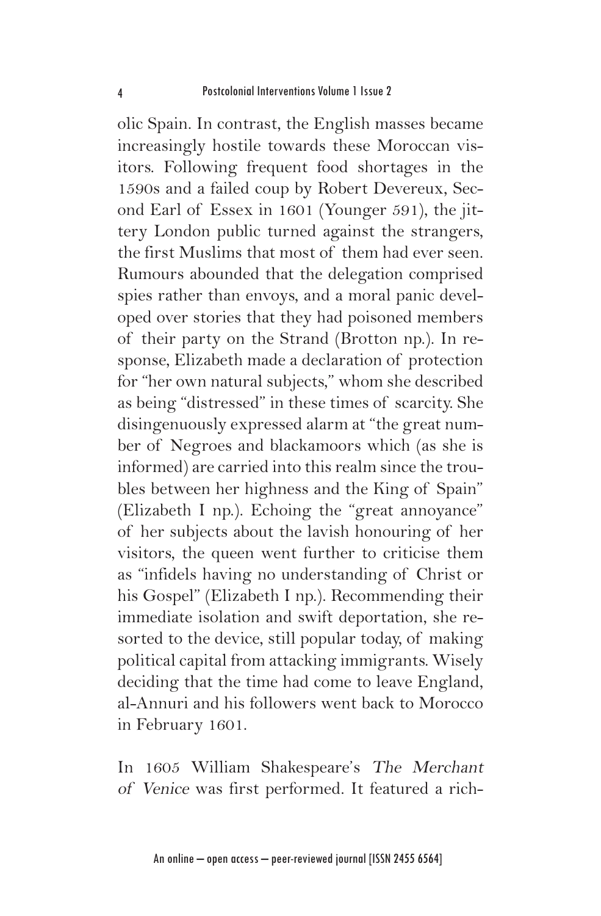olic Spain. In contrast, the English masses became increasingly hostile towards these Moroccan visitors. Following frequent food shortages in the 1590s and a failed coup by Robert Devereux, Second Earl of Essex in 1601 (Younger 591), the jittery London public turned against the strangers, the first Muslims that most of them had ever seen. Rumours abounded that the delegation comprised spies rather than envoys, and a moral panic developed over stories that they had poisoned members of their party on the Strand (Brotton np.). In response, Elizabeth made a declaration of protection for "her own natural subjects," whom she described as being "distressed" in these times of scarcity. She disingenuously expressed alarm at "the great number of Negroes and blackamoors which (as she is informed) are carried into this realm since the troubles between her highness and the King of Spain" (Elizabeth I np.). Echoing the "great annoyance" of her subjects about the lavish honouring of her visitors, the queen went further to criticise them as "infidels having no understanding of Christ or his Gospel" (Elizabeth I np.). Recommending their immediate isolation and swift deportation, she resorted to the device, still popular today, of making political capital from attacking immigrants. Wisely deciding that the time had come to leave England, al-Annuri and his followers went back to Morocco in February 1601.

In 1605 William Shakespeare's *The Merchant of Venice* was first performed. It featured a rich-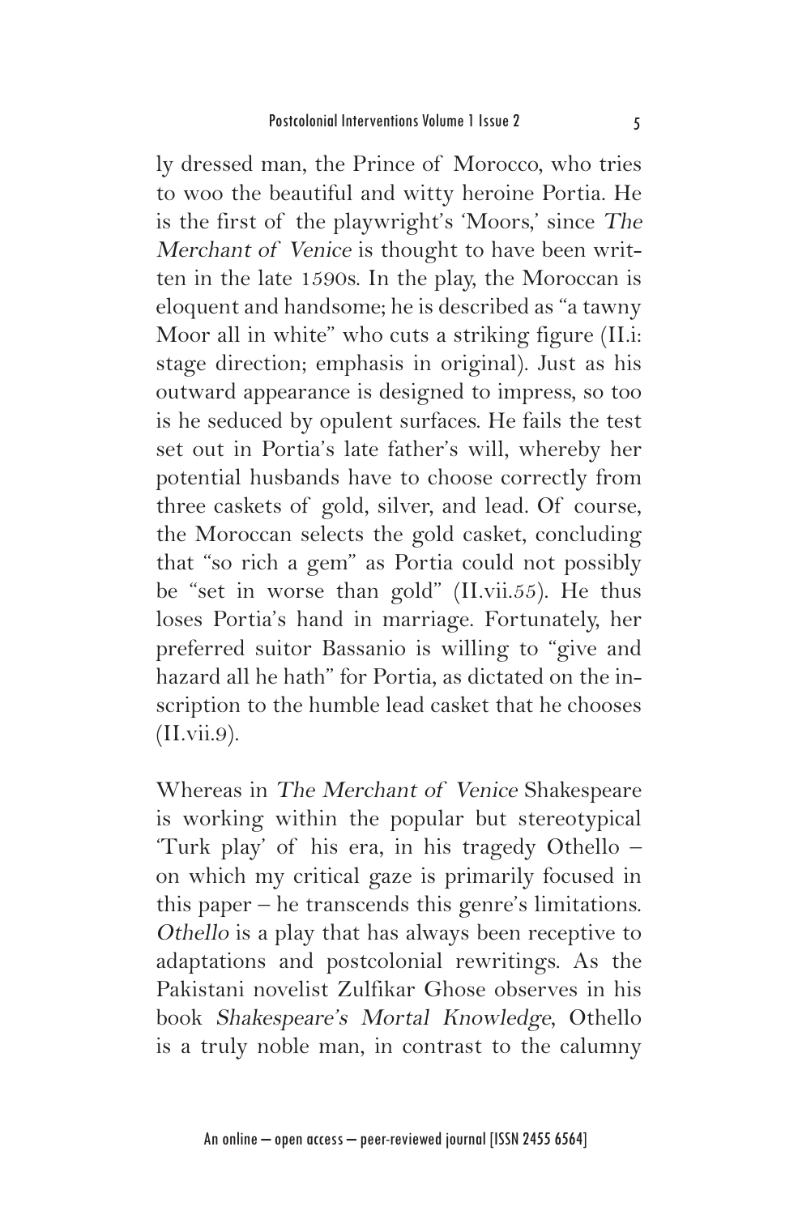ly dressed man, the Prince of Morocco, who tries to woo the beautiful and witty heroine Portia. He is the first of the playwright's 'Moors,' since *The Merchant of Venice* is thought to have been written in the late 1590s. In the play, the Moroccan is eloquent and handsome; he is described as "a tawny Moor all in white" who cuts a striking figure (II.i: stage direction; emphasis in original). Just as his outward appearance is designed to impress, so too is he seduced by opulent surfaces. He fails the test set out in Portia's late father's will, whereby her potential husbands have to choose correctly from three caskets of gold, silver, and lead. Of course, the Moroccan selects the gold casket, concluding that "so rich a gem" as Portia could not possibly be "set in worse than gold" (II.vii.55). He thus loses Portia's hand in marriage. Fortunately, her preferred suitor Bassanio is willing to "give and hazard all he hath" for Portia, as dictated on the inscription to the humble lead casket that he chooses (II.vii.9).

Whereas in *The Merchant of Venice* Shakespeare is working within the popular but stereotypical 'Turk play' of his era, in his tragedy Othello – on which my critical gaze is primarily focused in this paper – he transcends this genre's limitations. *Othello* is a play that has always been receptive to adaptations and postcolonial rewritings. As the Pakistani novelist Zulfikar Ghose observes in his book *Shakespeare's Mortal Knowledge*, Othello is a truly noble man, in contrast to the calumny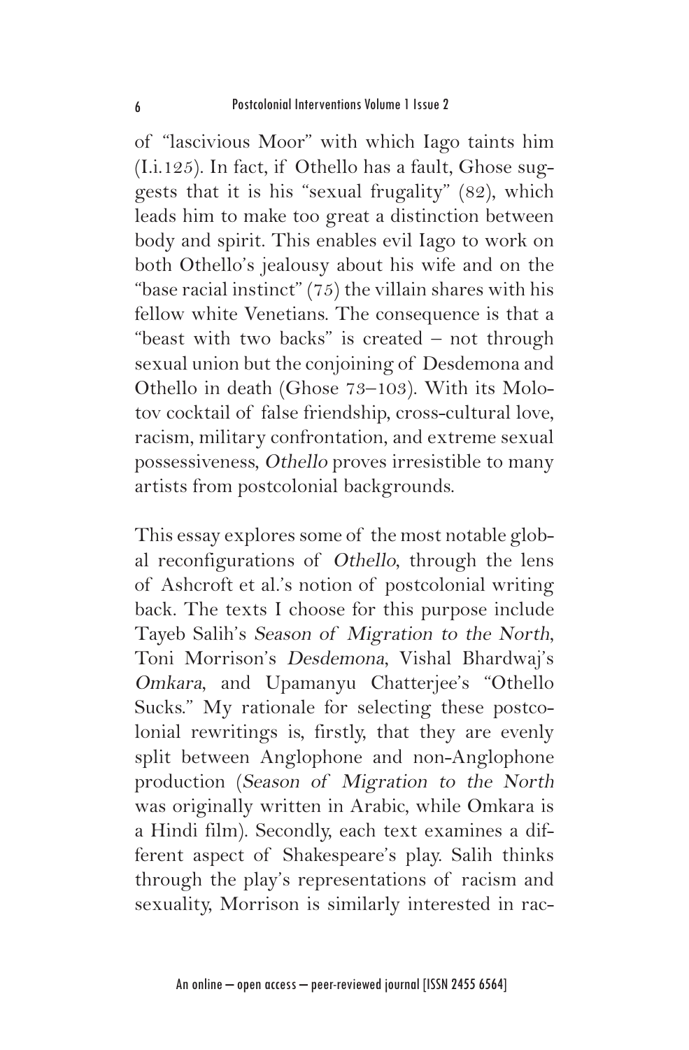of "lascivious Moor" with which Iago taints him (I.i.125). In fact, if Othello has a fault, Ghose suggests that it is his "sexual frugality" (82), which leads him to make too great a distinction between body and spirit. This enables evil Iago to work on both Othello's jealousy about his wife and on the "base racial instinct" (75) the villain shares with his fellow white Venetians. The consequence is that a "beast with two backs" is created – not through sexual union but the conjoining of Desdemona and Othello in death (Ghose 73–103). With its Molotov cocktail of false friendship, cross-cultural love, racism, military confrontation, and extreme sexual possessiveness, *Othello* proves irresistible to many artists from postcolonial backgrounds.

This essay explores some of the most notable global reconfigurations of *Othello*, through the lens of Ashcroft et al.'s notion of postcolonial writing back. The texts I choose for this purpose include Tayeb Salih's *Season of Migration to the North*, Toni Morrison's *Desdemona*, Vishal Bhardwaj's *Omkara*, and Upamanyu Chatterjee's "Othello Sucks." My rationale for selecting these postcolonial rewritings is, firstly, that they are evenly split between Anglophone and non-Anglophone production (*Season of Migration to the North* was originally written in Arabic, while Omkara is a Hindi film). Secondly, each text examines a different aspect of Shakespeare's play. Salih thinks through the play's representations of racism and sexuality, Morrison is similarly interested in rac-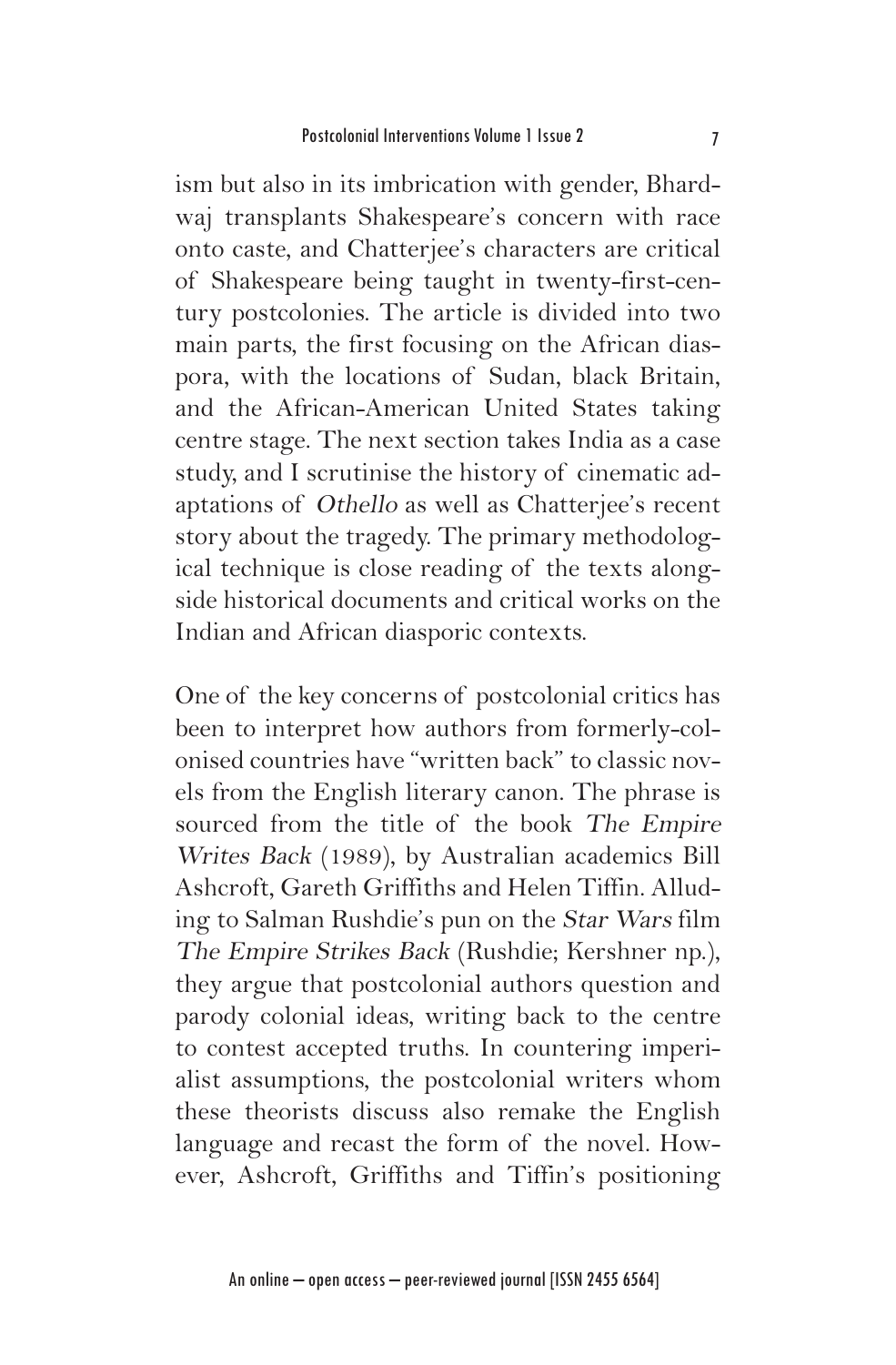ism but also in its imbrication with gender, Bhardwaj transplants Shakespeare's concern with race onto caste, and Chatterjee's characters are critical of Shakespeare being taught in twenty-first-century postcolonies. The article is divided into two main parts, the first focusing on the African diaspora, with the locations of Sudan, black Britain, and the African-American United States taking centre stage. The next section takes India as a case study, and I scrutinise the history of cinematic adaptations of *Othello* as well as Chatterjee's recent story about the tragedy. The primary methodological technique is close reading of the texts alongside historical documents and critical works on the Indian and African diasporic contexts.

One of the key concerns of postcolonial critics has been to interpret how authors from formerly-colonised countries have "written back" to classic novels from the English literary canon. The phrase is sourced from the title of the book *The Empire Writes Back* (1989), by Australian academics Bill Ashcroft, Gareth Griffiths and Helen Tiffin. Alluding to Salman Rushdie's pun on the *Star Wars* film *The Empire Strikes Back* (Rushdie; Kershner np.), they argue that postcolonial authors question and parody colonial ideas, writing back to the centre to contest accepted truths. In countering imperialist assumptions, the postcolonial writers whom these theorists discuss also remake the English language and recast the form of the novel. However, Ashcroft, Griffiths and Tiffin's positioning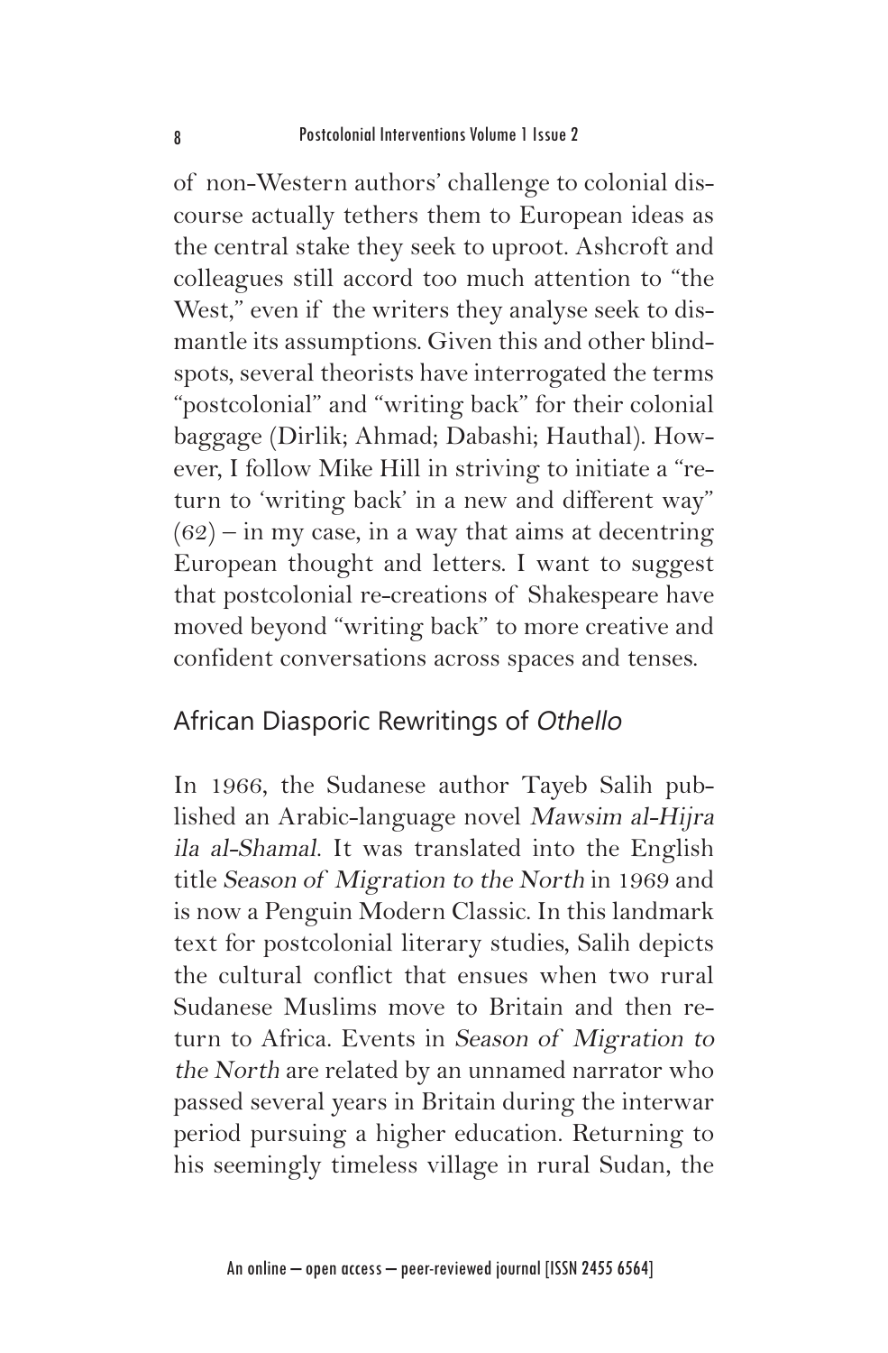of non-Western authors' challenge to colonial discourse actually tethers them to European ideas as the central stake they seek to uproot. Ashcroft and colleagues still accord too much attention to "the West," even if the writers they analyse seek to dismantle its assumptions. Given this and other blindspots, several theorists have interrogated the terms "postcolonial" and "writing back" for their colonial baggage (Dirlik; Ahmad; Dabashi; Hauthal). However, I follow Mike Hill in striving to initiate a "return to 'writing back' in a new and different way" (62) – in my case, in a way that aims at decentring European thought and letters. I want to suggest that postcolonial re-creations of Shakespeare have moved beyond "writing back" to more creative and confident conversations across spaces and tenses.

## African Diasporic Rewritings of *Othello*

In 1966, the Sudanese author Tayeb Salih published an Arabic-language novel *Mawsim al-Hijra ila al-Shamal*. It was translated into the English title *Season of Migration to the North* in 1969 and is now a Penguin Modern Classic. In this landmark text for postcolonial literary studies, Salih depicts the cultural conflict that ensues when two rural Sudanese Muslims move to Britain and then return to Africa. Events in *Season of Migration to the North* are related by an unnamed narrator who passed several years in Britain during the interwar period pursuing a higher education. Returning to his seemingly timeless village in rural Sudan, the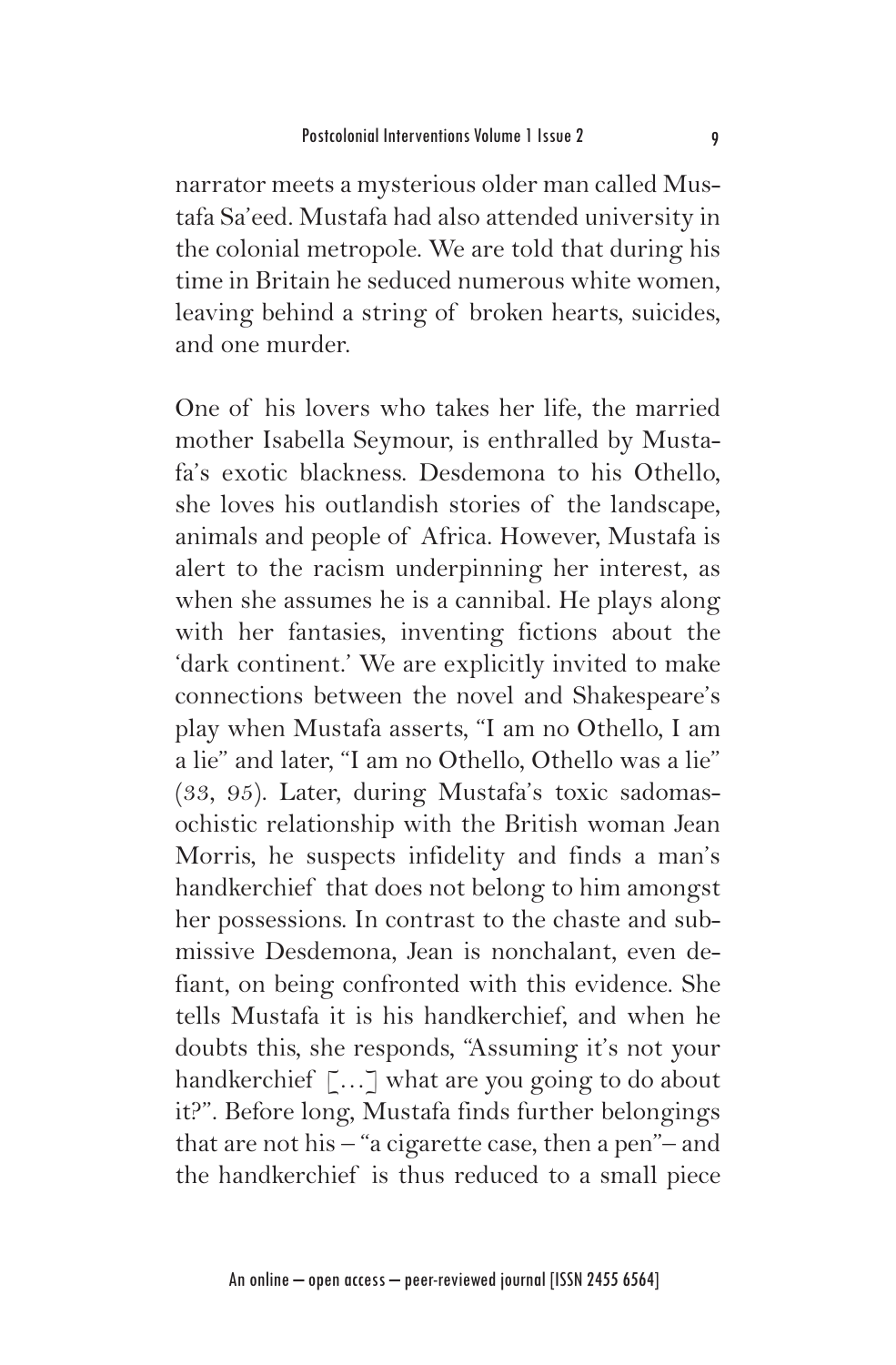narrator meets a mysterious older man called Mustafa Sa'eed. Mustafa had also attended university in the colonial metropole. We are told that during his time in Britain he seduced numerous white women, leaving behind a string of broken hearts, suicides, and one murder.

One of his lovers who takes her life, the married mother Isabella Seymour, is enthralled by Mustafa's exotic blackness. Desdemona to his Othello, she loves his outlandish stories of the landscape, animals and people of Africa. However, Mustafa is alert to the racism underpinning her interest, as when she assumes he is a cannibal. He plays along with her fantasies, inventing fictions about the 'dark continent.' We are explicitly invited to make connections between the novel and Shakespeare's play when Mustafa asserts, "I am no Othello, I am a lie" and later, "I am no Othello, Othello was a lie" (33, 95). Later, during Mustafa's toxic sadomasochistic relationship with the British woman Jean Morris, he suspects infidelity and finds a man's handkerchief that does not belong to him amongst her possessions. In contrast to the chaste and submissive Desdemona, Jean is nonchalant, even defiant, on being confronted with this evidence. She tells Mustafa it is his handkerchief, and when he doubts this, she responds, "Assuming it's not your handkerchief [...] what are you going to do about it?". Before long, Mustafa finds further belongings that are not his – "a cigarette case, then a pen"– and the handkerchief is thus reduced to a small piece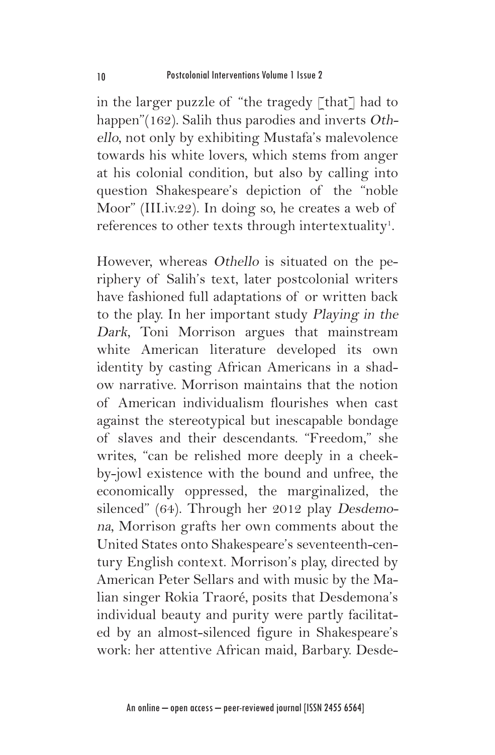in the larger puzzle of "the tragedy [that] had to happen"(162). Salih thus parodies and inverts *Othello*, not only by exhibiting Mustafa's malevolence towards his white lovers, which stems from anger at his colonial condition, but also by calling into question Shakespeare's depiction of the "noble Moor" (III.iv.22). In doing so, he creates a web of references to other texts through intertextuality[1].

However, whereas *Othello* is situated on the periphery of Salih's text, later postcolonial writers have fashioned full adaptations of or written back to the play. In her important study *Playing in the Dark*, Toni Morrison argues that mainstream white American literature developed its own identity by casting African Americans in a shadow narrative. Morrison maintains that the notion of American individualism flourishes when cast against the stereotypical but inescapable bondage of slaves and their descendants. "Freedom," she writes, "can be relished more deeply in a cheek-by-jowl existence with the bound and unfree, the economically oppressed, the marginalized, the silenced" (64). Through her 2012 play *Desdemona*, Morrison grafts her own comments about the United States onto Shakespeare's seventeenth-century English context. Morrison's play, directed by American Peter Sellars and with music by the Malian singer Rokia Traoré, posits that Desdemona's individual beauty and purity were partly facilitated by an almost-silenced figure in Shakespeare's work: her attentive African maid, Barbary. Desde-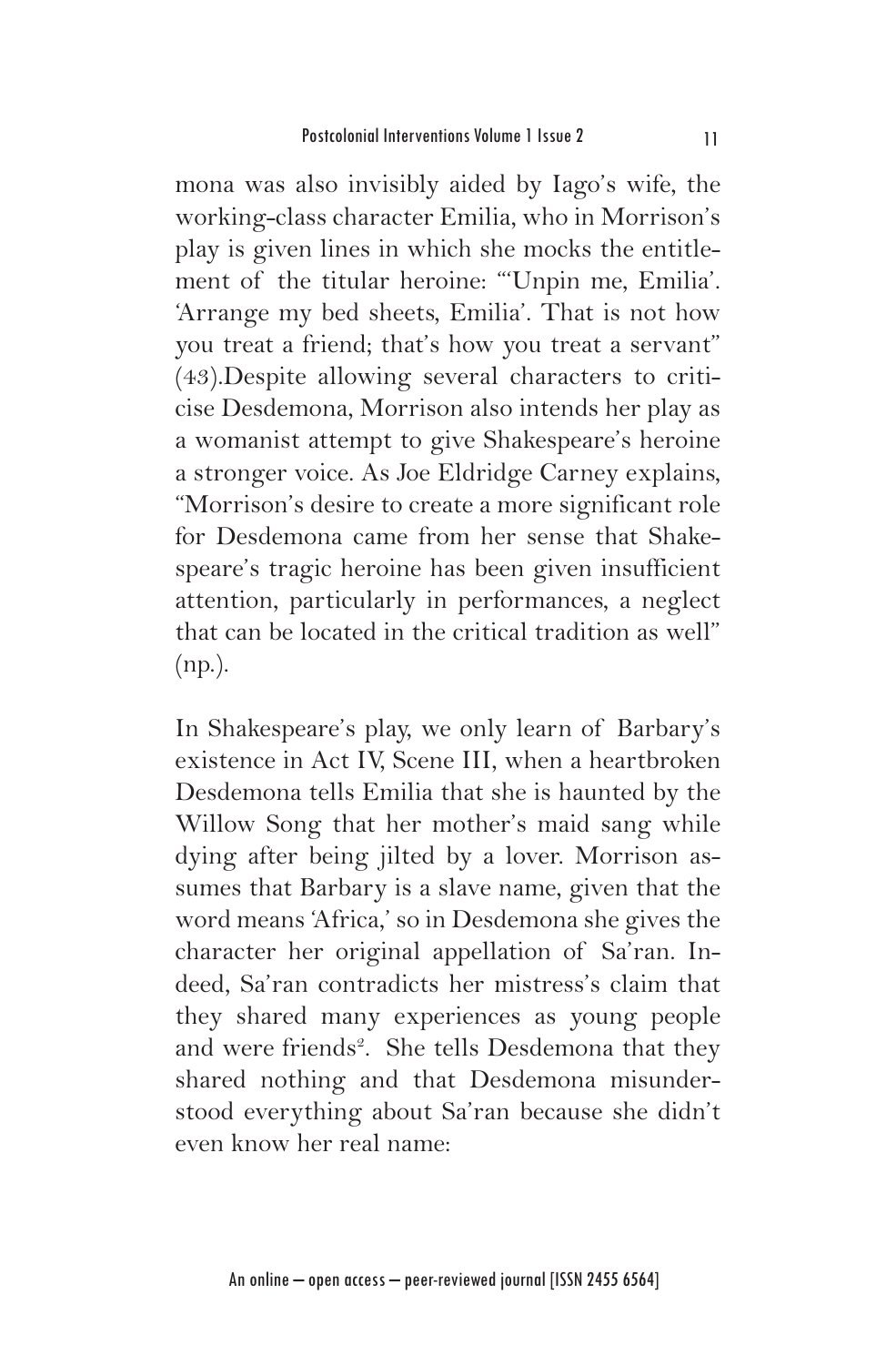mona was also invisibly aided by Iago's wife, the working-class character Emilia, who in Morrison's play is given lines in which she mocks the entitlement of the titular heroine: "'Unpin me, Emilia'. 'Arrange my bed sheets, Emilia'. That is not how you treat a friend; that's how you treat a servant" (43).Despite allowing several characters to criticise Desdemona, Morrison also intends her play as a womanist attempt to give Shakespeare's heroine a stronger voice. As Joe Eldridge Carney explains, "Morrison's desire to create a more significant role for Desdemona came from her sense that Shakespeare's tragic heroine has been given insufficient attention, particularly in performances, a neglect that can be located in the critical tradition as well" (np.).

In Shakespeare's play, we only learn of Barbary's existence in Act IV, Scene III, when a heartbroken Desdemona tells Emilia that she is haunted by the Willow Song that her mother's maid sang while dying after being jilted by a lover. Morrison assumes that Barbary is a slave name, given that the word means 'Africa,' so in Desdemona she gives the character her original appellation of Sa'ran. Indeed, Sa'ran contradicts her mistress's claim that they shared many experiences as young people and were friends[2]. She tells Desdemona that they shared nothing and that Desdemona misunderstood everything about Sa'ran because she didn't even know her real name: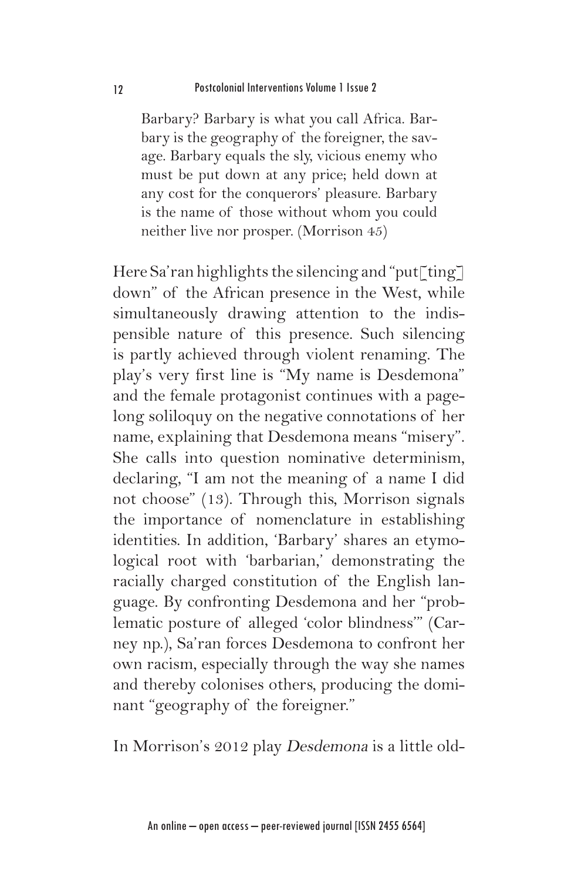> Barbary? Barbary is what you call Africa. Barbary is the geography of the foreigner, the savage. Barbary equals the sly, vicious enemy who must be put down at any price; held down at any cost for the conquerors' pleasure. Barbary is the name of those without whom you could neither live nor prosper. (Morrison 45)

Here Sa'ran highlights the silencing and "put[ting] down" of the African presence in the West, while simultaneously drawing attention to the indispensible nature of this presence. Such silencing is partly achieved through violent renaming. The play's very first line is "My name is Desdemona" and the female protagonist continues with a pagelong soliloquy on the negative connotations of her name, explaining that Desdemona means "misery". She calls into question nominative determinism, declaring, "I am not the meaning of a name I did not choose" (13). Through this, Morrison signals the importance of nomenclature in establishing identities. In addition, 'Barbary' shares an etymological root with 'barbarian,' demonstrating the racially charged constitution of the English language. By confronting Desdemona and her "problematic posture of alleged 'color blindness'" (Carney np.), Sa'ran forces Desdemona to confront her own racism, especially through the way she names and thereby colonises others, producing the dominant "geography of the foreigner."

In Morrison's 2012 play *Desdemona* is a little old-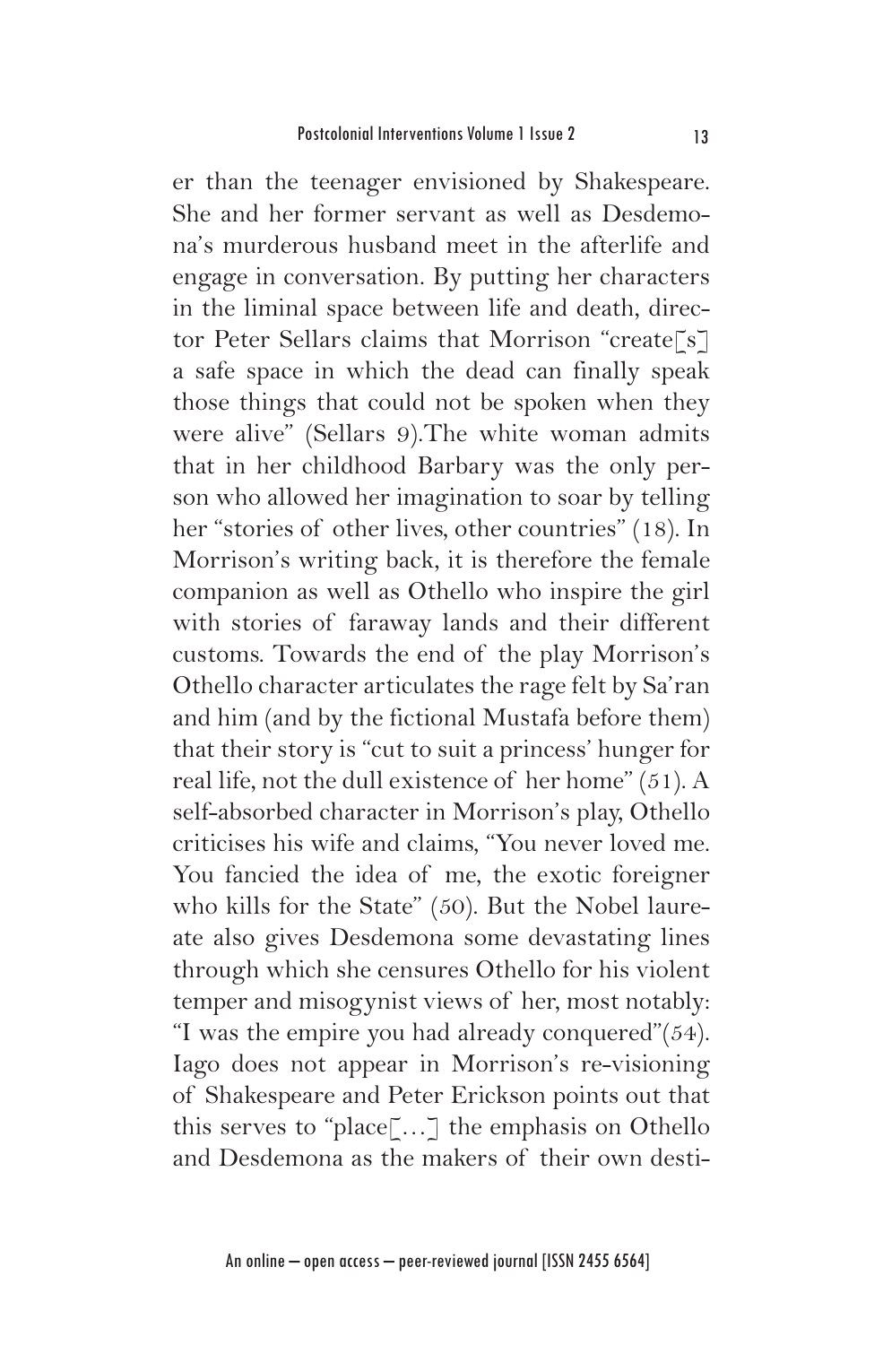er than the teenager envisioned by Shakespeare. She and her former servant as well as Desdemona's murderous husband meet in the afterlife and engage in conversation. By putting her characters in the liminal space between life and death, director Peter Sellars claims that Morrison "create[s] a safe space in which the dead can finally speak those things that could not be spoken when they were alive" (Sellars 9).The white woman admits that in her childhood Barbary was the only person who allowed her imagination to soar by telling her "stories of other lives, other countries" (18). In Morrison's writing back, it is therefore the female companion as well as Othello who inspire the girl with stories of faraway lands and their different customs. Towards the end of the play Morrison's Othello character articulates the rage felt by Sa'ran and him (and by the fictional Mustafa before them) that their story is "cut to suit a princess' hunger for real life, not the dull existence of her home" (51). A self-absorbed character in Morrison's play, Othello criticises his wife and claims, "You never loved me. You fancied the idea of me, the exotic foreigner who kills for the State" (50). But the Nobel laureate also gives Desdemona some devastating lines through which she censures Othello for his violent temper and misogynist views of her, most notably: "I was the empire you had already conquered"(54). Iago does not appear in Morrison's re-visioning of Shakespeare and Peter Erickson points out that this serves to "place[…] the emphasis on Othello and Desdemona as the makers of their own desti-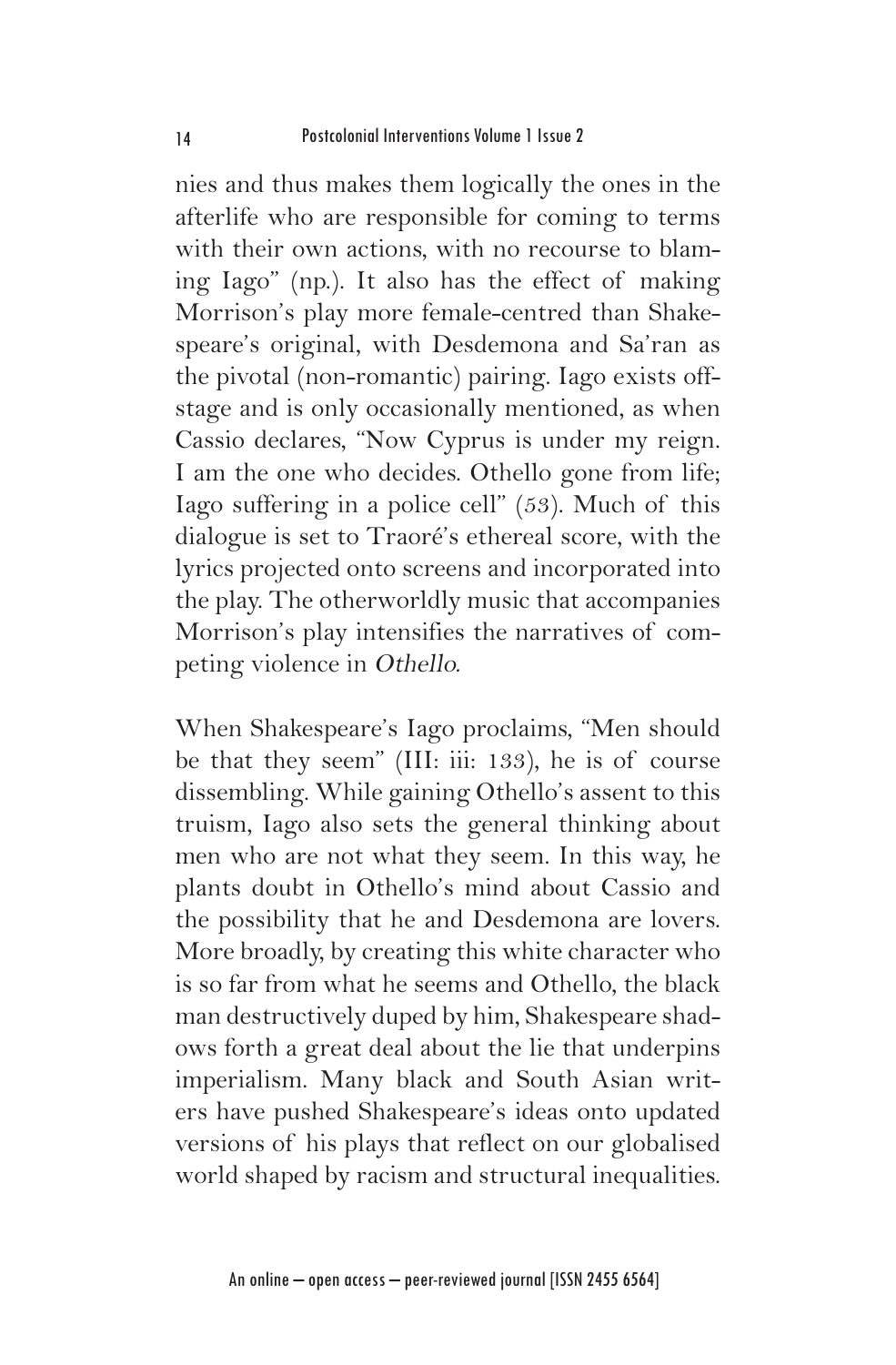nies and thus makes them logically the ones in the afterlife who are responsible for coming to terms with their own actions, with no recourse to blaming Iago" (np.). It also has the effect of making Morrison's play more female-centred than Shakespeare's original, with Desdemona and Sa'ran as the pivotal (non-romantic) pairing. Iago exists offstage and is only occasionally mentioned, as when Cassio declares, "Now Cyprus is under my reign. I am the one who decides. Othello gone from life; Iago suffering in a police cell" (53). Much of this dialogue is set to Traoré's ethereal score, with the lyrics projected onto screens and incorporated into the play. The otherworldly music that accompanies Morrison's play intensifies the narratives of competing violence in *Othello*.

When Shakespeare's Iago proclaims, "Men should be that they seem" (III: iii: 133), he is of course dissembling. While gaining Othello's assent to this truism, Iago also sets the general thinking about men who are not what they seem. In this way, he plants doubt in Othello's mind about Cassio and the possibility that he and Desdemona are lovers. More broadly, by creating this white character who is so far from what he seems and Othello, the black man destructively duped by him, Shakespeare shadows forth a great deal about the lie that underpins imperialism. Many black and South Asian writers have pushed Shakespeare's ideas onto updated versions of his plays that reflect on our globalised world shaped by racism and structural inequalities.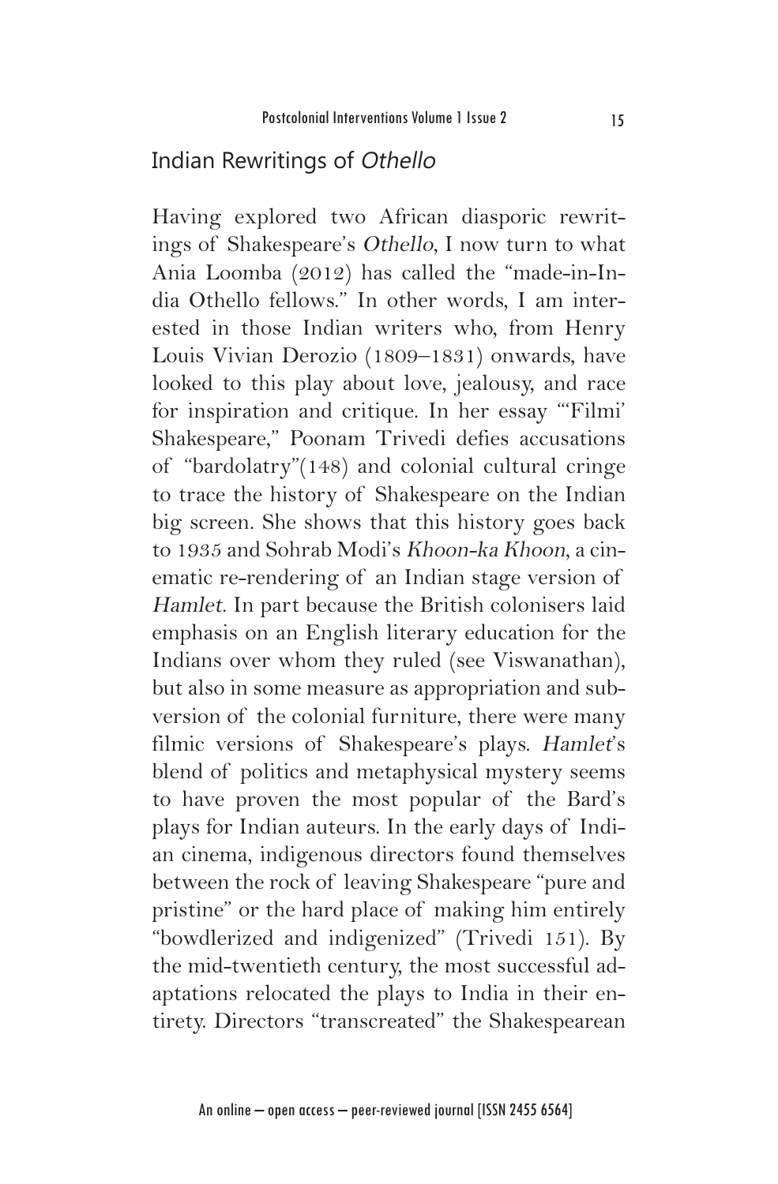## Indian Rewritings of *Othello*

Having explored two African diasporic rewritings of Shakespeare's *Othello*, I now turn to what Ania Loomba (2012) has called the "made-in-India Othello fellows." In other words, I am interested in those Indian writers who, from Henry Louis Vivian Derozio (1809–1831) onwards, have looked to this play about love, jealousy, and race for inspiration and critique. In her essay "'Filmi' Shakespeare," Poonam Trivedi defies accusations of "bardolatry"(148) and colonial cultural cringe to trace the history of Shakespeare on the Indian big screen. She shows that this history goes back to 1935 and Sohrab Modi's *Khoon-ka Khoon*, a cinematic re-rendering of an Indian stage version of *Hamlet*. In part because the British colonisers laid emphasis on an English literary education for the Indians over whom they ruled (see Viswanathan), but also in some measure as appropriation and subversion of the colonial furniture, there were many filmic versions of Shakespeare's plays. *Hamlet*'s blend of politics and metaphysical mystery seems to have proven the most popular of the Bard's plays for Indian auteurs. In the early days of Indian cinema, indigenous directors found themselves between the rock of leaving Shakespeare "pure and pristine" or the hard place of making him entirely "bowdlerized and indigenized" (Trivedi 151). By the mid-twentieth century, the most successful adaptations relocated the plays to India in their entirety. Directors "transcreated" the Shakespearean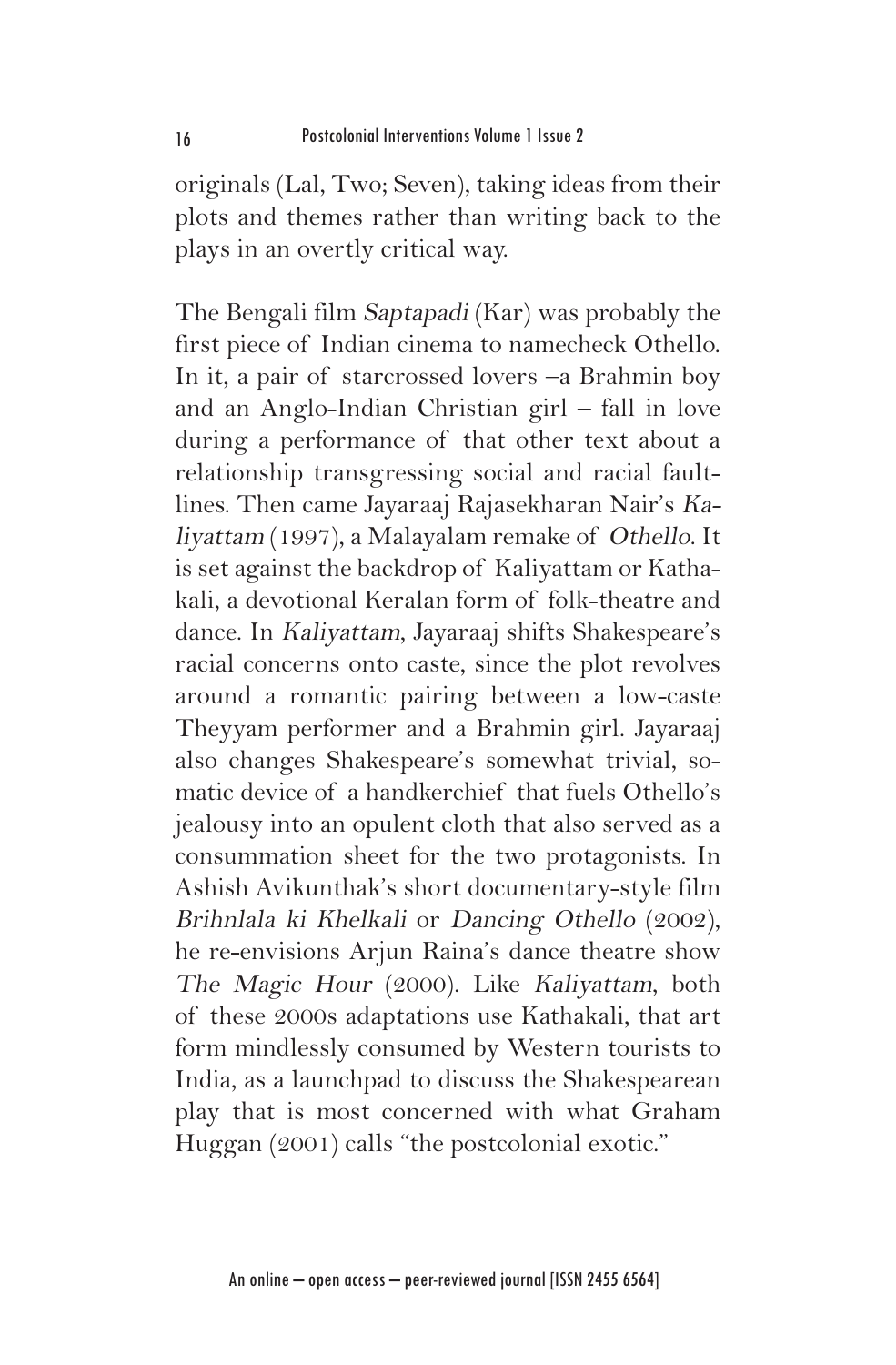originals (Lal, Two; Seven), taking ideas from their plots and themes rather than writing back to the plays in an overtly critical way.

The Bengali film *Saptapadi* (Kar) was probably the first piece of Indian cinema to namecheck Othello. In it, a pair of starcrossed lovers –a Brahmin boy and an Anglo-Indian Christian girl – fall in love during a performance of that other text about a relationship transgressing social and racial faultlines. Then came Jayaraaj Rajasekharan Nair's *Kaliyattam* (1997), a Malayalam remake of *Othello*. It is set against the backdrop of Kaliyattam or Kathakali, a devotional Keralan form of folk-theatre and dance. In *Kaliyattam*, Jayaraaj shifts Shakespeare's racial concerns onto caste, since the plot revolves around a romantic pairing between a low-caste Theyyam performer and a Brahmin girl. Jayaraaj also changes Shakespeare's somewhat trivial, somatic device of a handkerchief that fuels Othello's jealousy into an opulent cloth that also served as a consummation sheet for the two protagonists. In Ashish Avikunthak's short documentary-style film *Brihnlala ki Khelkali* or *Dancing Othello* (2002), he re-envisions Arjun Raina's dance theatre show *The Magic Hour* (2000). Like *Kaliyattam*, both of these 2000s adaptations use Kathakali, that art form mindlessly consumed by Western tourists to India, as a launchpad to discuss the Shakespearean play that is most concerned with what Graham Huggan (2001) calls "the postcolonial exotic."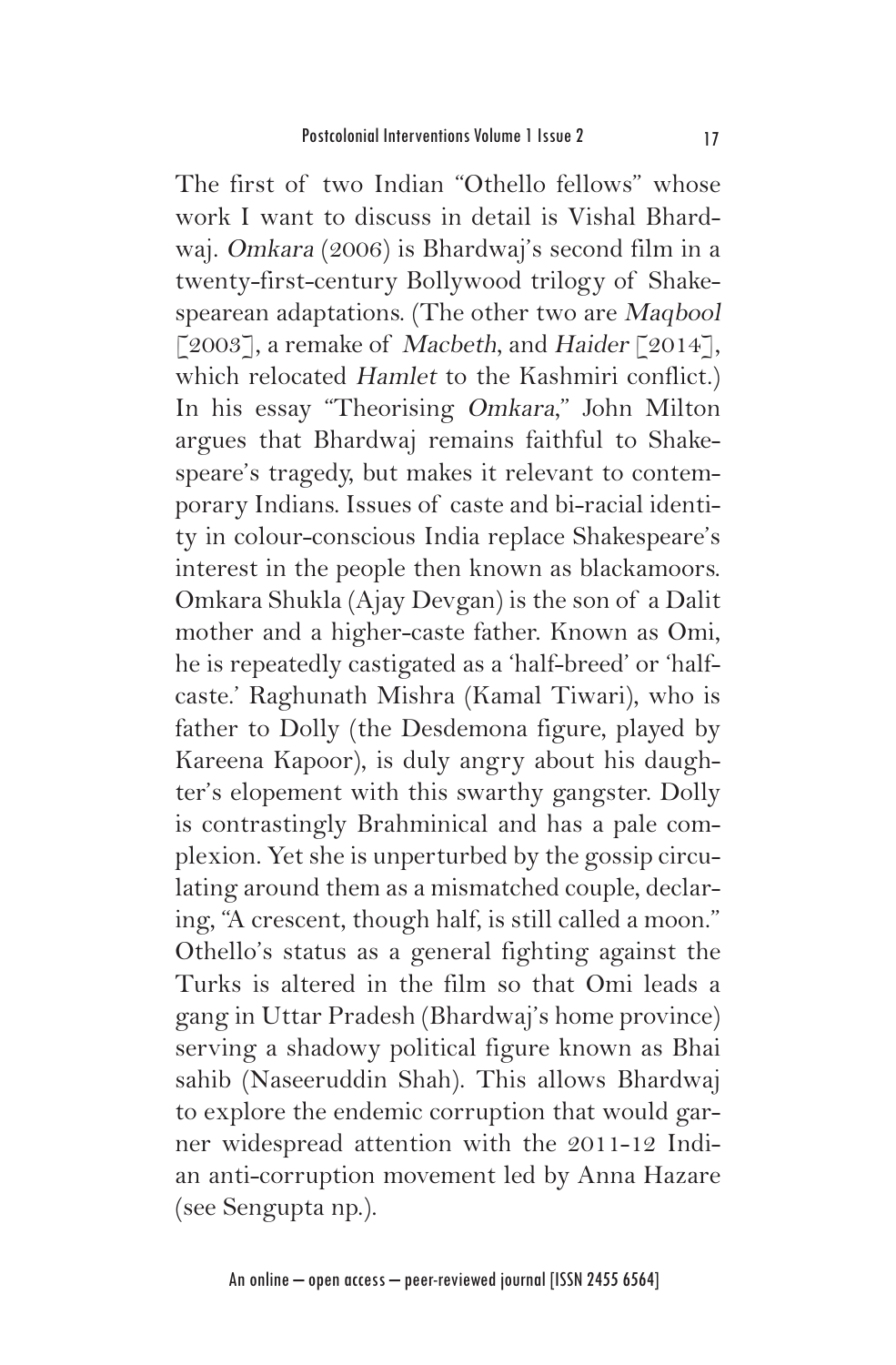The first of two Indian "Othello fellows" whose work I want to discuss in detail is Vishal Bhardwaj. *Omkara* (2006) is Bhardwaj's second film in a twenty-first-century Bollywood trilogy of Shakespearean adaptations. (The other two are *Maqbool* [2003], a remake of *Macbeth*, and *Haider* [2014], which relocated *Hamlet* to the Kashmiri conflict.) In his essay "Theorising *Omkara*," John Milton argues that Bhardwaj remains faithful to Shakespeare's tragedy, but makes it relevant to contemporary Indians. Issues of caste and bi-racial identity in colour-conscious India replace Shakespeare's interest in the people then known as blackamoors. Omkara Shukla (Ajay Devgan) is the son of a Dalit mother and a higher-caste father. Known as Omi, he is repeatedly castigated as a 'half-breed' or 'half-caste.' Raghunath Mishra (Kamal Tiwari), who is father to Dolly (the Desdemona figure, played by Kareena Kapoor), is duly angry about his daughter's elopement with this swarthy gangster. Dolly is contrastingly Brahminical and has a pale complexion. Yet she is unperturbed by the gossip circulating around them as a mismatched couple, declaring, "A crescent, though half, is still called a moon." Othello's status as a general fighting against the Turks is altered in the film so that Omi leads a gang in Uttar Pradesh (Bhardwaj's home province) serving a shadowy political figure known as Bhai sahib (Naseeruddin Shah). This allows Bhardwaj to explore the endemic corruption that would garner widespread attention with the 2011-12 Indian anti-corruption movement led by Anna Hazare (see Sengupta np.).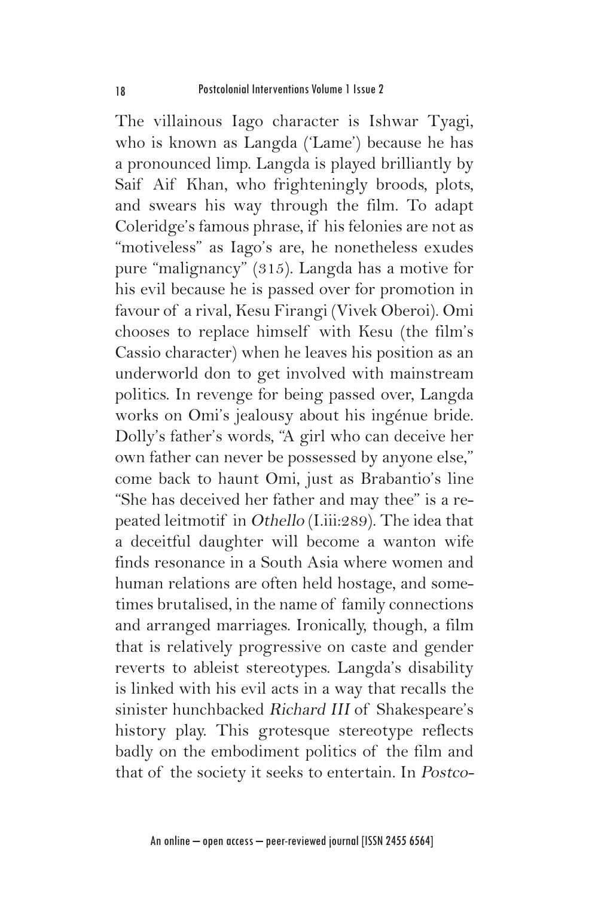The villainous Iago character is Ishwar Tyagi, who is known as Langda ('Lame') because he has a pronounced limp. Langda is played brilliantly by Saif Aif Khan, who frighteningly broods, plots, and swears his way through the film. To adapt Coleridge's famous phrase, if his felonies are not as "motiveless" as Iago's are, he nonetheless exudes pure "malignancy" (315). Langda has a motive for his evil because he is passed over for promotion in favour of a rival, Kesu Firangi (Vivek Oberoi). Omi chooses to replace himself with Kesu (the film's Cassio character) when he leaves his position as an underworld don to get involved with mainstream politics. In revenge for being passed over, Langda works on Omi's jealousy about his ingénue bride. Dolly's father's words, "A girl who can deceive her own father can never be possessed by anyone else," come back to haunt Omi, just as Brabantio's line "She has deceived her father and may thee" is a repeated leitmotif in *Othello* (I.iii:289). The idea that a deceitful daughter will become a wanton wife finds resonance in a South Asia where women and human relations are often held hostage, and sometimes brutalised, in the name of family connections and arranged marriages. Ironically, though, a film that is relatively progressive on caste and gender reverts to ableist stereotypes. Langda's disability is linked with his evil acts in a way that recalls the sinister hunchbacked *Richard III* of Shakespeare's history play. This grotesque stereotype reflects badly on the embodiment politics of the film and that of the society it seeks to entertain. In *Postco-*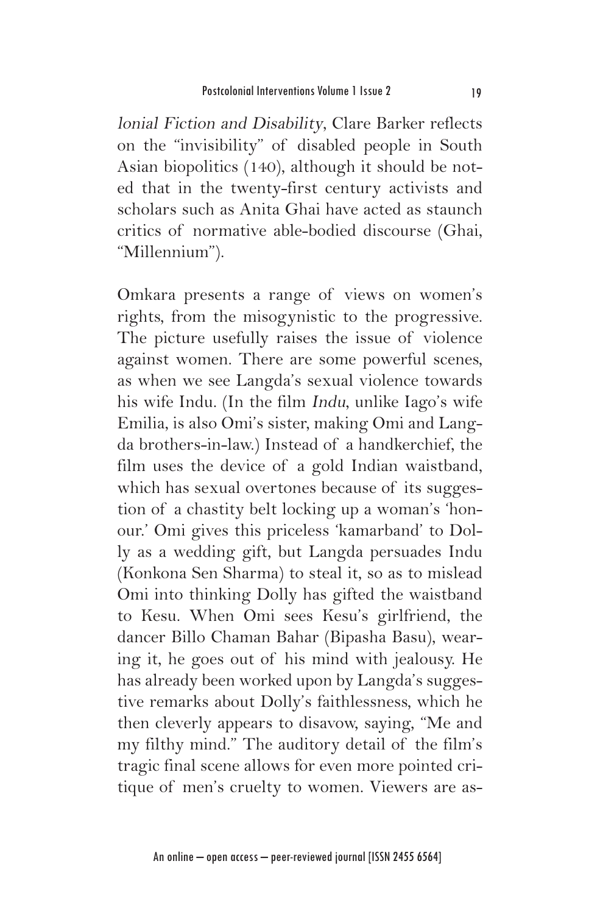*lonial Fiction and Disability*, Clare Barker reflects on the "invisibility" of disabled people in South Asian biopolitics (140), although it should be noted that in the twenty-first century activists and scholars such as Anita Ghai have acted as staunch critics of normative able-bodied discourse (Ghai, "Millennium").

Omkara presents a range of views on women's rights, from the misogynistic to the progressive. The picture usefully raises the issue of violence against women. There are some powerful scenes, as when we see Langda's sexual violence towards his wife Indu. (In the film *Indu*, unlike Iago's wife Emilia, is also Omi's sister, making Omi and Langda brothers-in-law.) Instead of a handkerchief, the film uses the device of a gold Indian waistband, which has sexual overtones because of its suggestion of a chastity belt locking up a woman's 'honour.' Omi gives this priceless 'kamarband' to Dolly as a wedding gift, but Langda persuades Indu (Konkona Sen Sharma) to steal it, so as to mislead Omi into thinking Dolly has gifted the waistband to Kesu. When Omi sees Kesu's girlfriend, the dancer Billo Chaman Bahar (Bipasha Basu), wearing it, he goes out of his mind with jealousy. He has already been worked upon by Langda's suggestive remarks about Dolly's faithlessness, which he then cleverly appears to disavow, saying, "Me and my filthy mind." The auditory detail of the film's tragic final scene allows for even more pointed critique of men's cruelty to women. Viewers are as-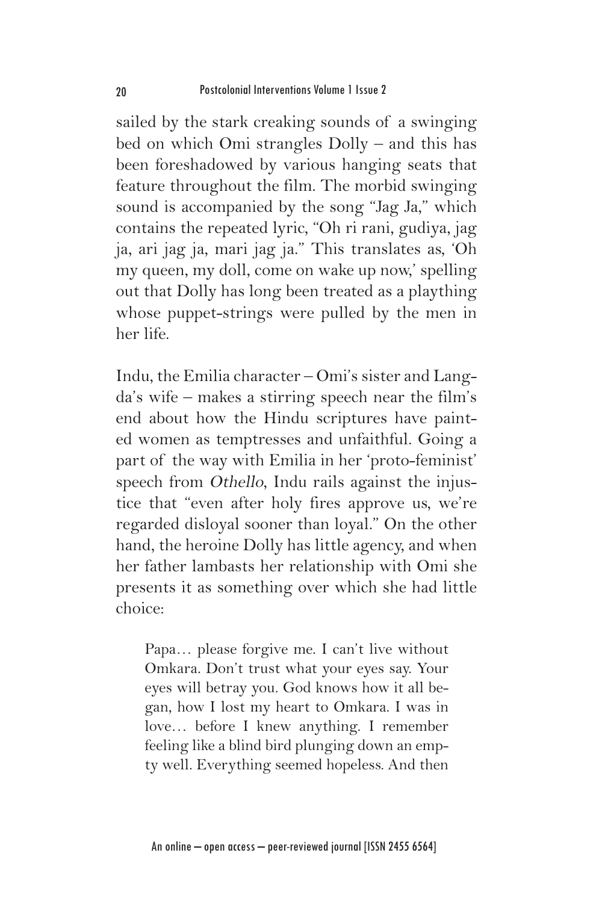sailed by the stark creaking sounds of a swinging bed on which Omi strangles Dolly – and this has been foreshadowed by various hanging seats that feature throughout the film. The morbid swinging sound is accompanied by the song "Jag Ja," which contains the repeated lyric, "Oh ri rani, gudiya, jag ja, ari jag ja, mari jag ja." This translates as, 'Oh my queen, my doll, come on wake up now,' spelling out that Dolly has long been treated as a plaything whose puppet-strings were pulled by the men in her life.

Indu, the Emilia character – Omi's sister and Langda's wife – makes a stirring speech near the film's end about how the Hindu scriptures have painted women as temptresses and unfaithful. Going a part of the way with Emilia in her 'proto-feminist' speech from *Othello*, Indu rails against the injustice that "even after holy fires approve us, we're regarded disloyal sooner than loyal." On the other hand, the heroine Dolly has little agency, and when her father lambasts her relationship with Omi she presents it as something over which she had little choice:

> Papa… please forgive me. I can't live without Omkara. Don't trust what your eyes say. Your eyes will betray you. God knows how it all began, how I lost my heart to Omkara. I was in love… before I knew anything. I remember feeling like a blind bird plunging down an empty well. Everything seemed hopeless. And then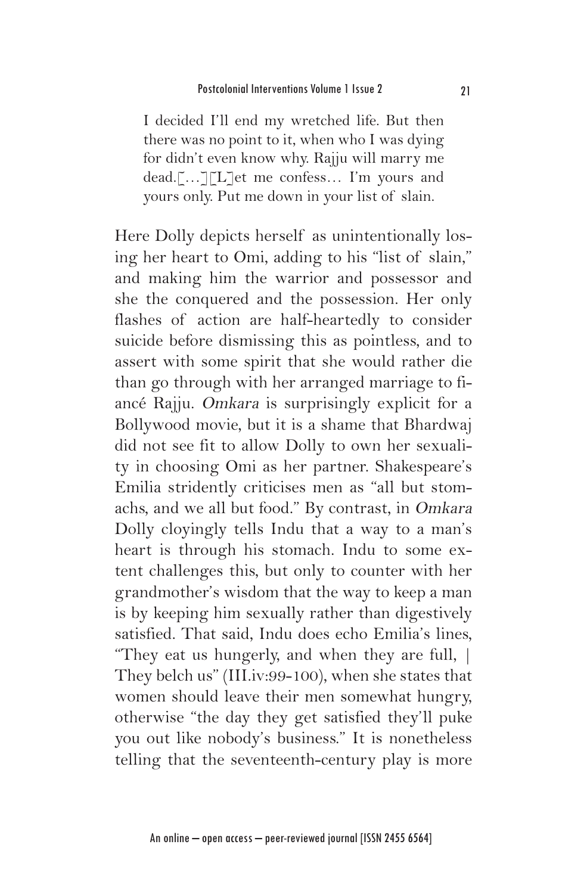> I decided I'll end my wretched life. But then there was no point to it, when who I was dying for didn't even know why. Rajju will marry me dead.[…][L]et me confess… I'm yours and yours only. Put me down in your list of slain.

Here Dolly depicts herself as unintentionally losing her heart to Omi, adding to his "list of slain," and making him the warrior and possessor and she the conquered and the possession. Her only flashes of action are half-heartedly to consider suicide before dismissing this as pointless, and to assert with some spirit that she would rather die than go through with her arranged marriage to fiancé Rajju. *Omkara* is surprisingly explicit for a Bollywood movie, but it is a shame that Bhardwaj did not see fit to allow Dolly to own her sexuality in choosing Omi as her partner. Shakespeare's Emilia stridently criticises men as "all but stomachs, and we all but food." By contrast, in *Omkara* Dolly cloyingly tells Indu that a way to a man's heart is through his stomach. Indu to some extent challenges this, but only to counter with her grandmother's wisdom that the way to keep a man is by keeping him sexually rather than digestively satisfied. That said, Indu does echo Emilia's lines, "They eat us hungerly, and when they are full, | They belch us" (III.iv:99-100), when she states that women should leave their men somewhat hungry, otherwise "the day they get satisfied they'll puke you out like nobody's business." It is nonetheless telling that the seventeenth-century play is more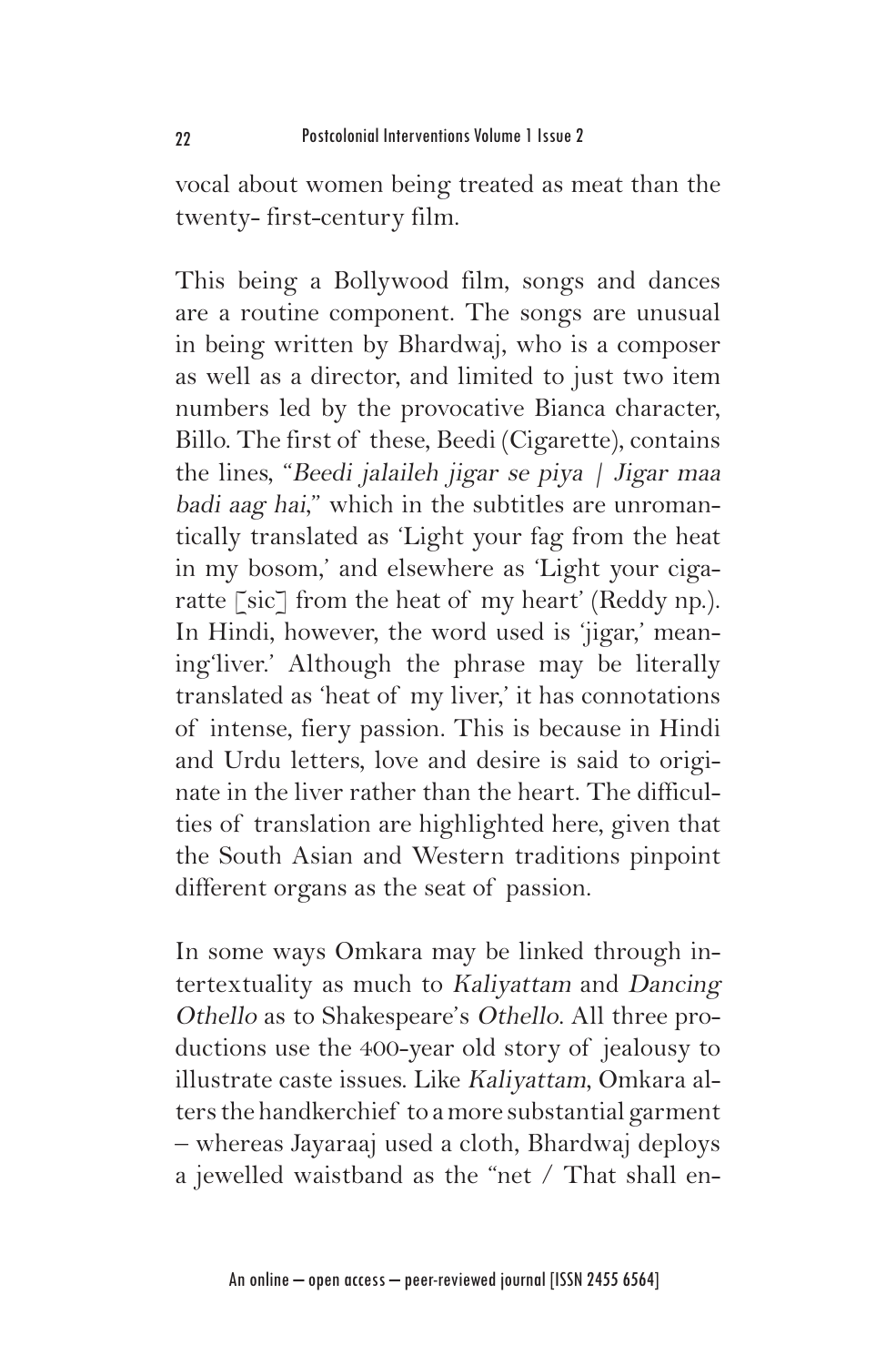vocal about women being treated as meat than the twenty- first-century film.

This being a Bollywood film, songs and dances are a routine component. The songs are unusual in being written by Bhardwaj, who is a composer as well as a director, and limited to just two item numbers led by the provocative Bianca character, Billo. The first of these, Beedi (Cigarette), contains the lines, "*Beedi jalaileh jigar se piya / Jigar maa badi aag hai*," which in the subtitles are unromantically translated as 'Light your fag from the heat in my bosom,' and elsewhere as 'Light your cigaratte [sic] from the heat of my heart' (Reddy np.). In Hindi, however, the word used is 'jigar,' meaning'liver.' Although the phrase may be literally translated as 'heat of my liver,' it has connotations of intense, fiery passion. This is because in Hindi and Urdu letters, love and desire is said to originate in the liver rather than the heart. The difficulties of translation are highlighted here, given that the South Asian and Western traditions pinpoint different organs as the seat of passion.

In some ways Omkara may be linked through intertextuality as much to *Kaliyattam* and *Dancing Othello* as to Shakespeare's *Othello*. All three productions use the 400-year old story of jealousy to illustrate caste issues. Like *Kaliyattam*, Omkara alters the handkerchief to a more substantial garment – whereas Jayaraaj used a cloth, Bhardwaj deploys a jewelled waistband as the "net / That shall en-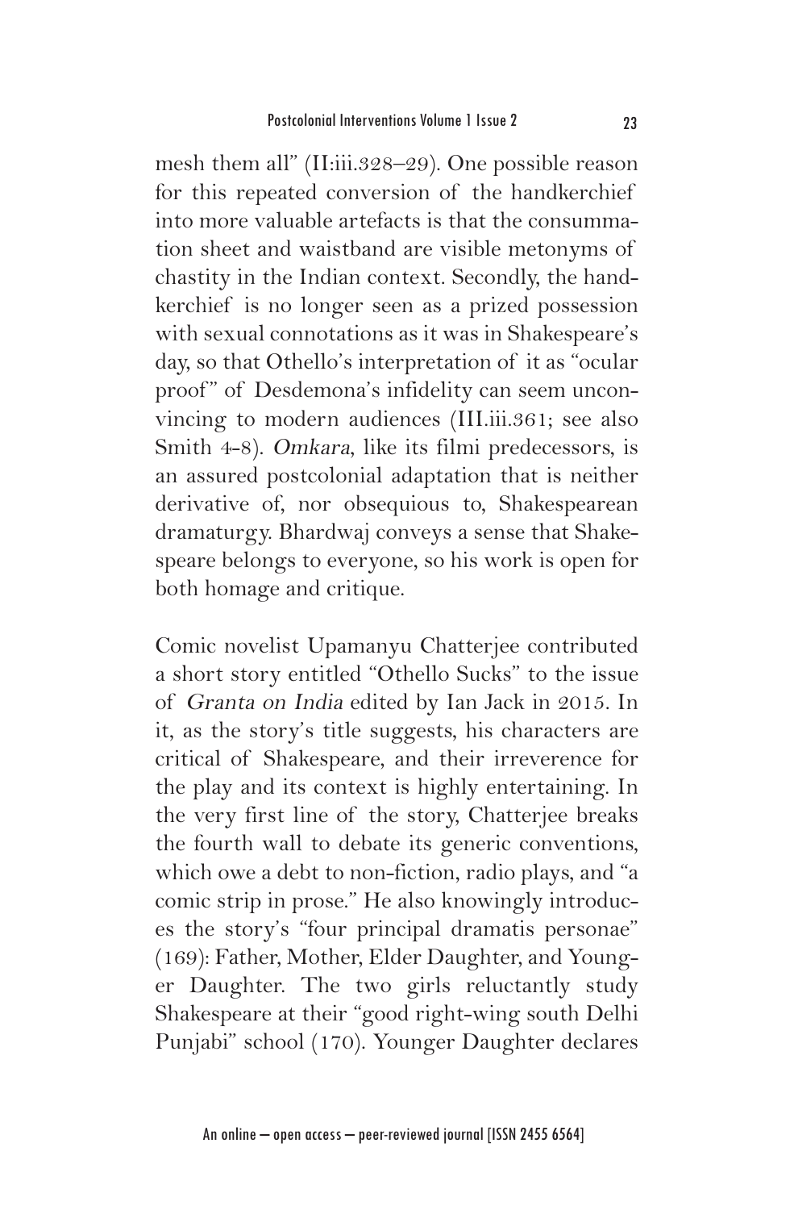mesh them all" (II:iii.328–29). One possible reason for this repeated conversion of the handkerchief into more valuable artefacts is that the consummation sheet and waistband are visible metonyms of chastity in the Indian context. Secondly, the handkerchief is no longer seen as a prized possession with sexual connotations as it was in Shakespeare's day, so that Othello's interpretation of it as "ocular proof" of Desdemona's infidelity can seem unconvincing to modern audiences (III.iii.361; see also Smith 4-8). *Omkara*, like its filmi predecessors, is an assured postcolonial adaptation that is neither derivative of, nor obsequious to, Shakespearean dramaturgy. Bhardwaj conveys a sense that Shakespeare belongs to everyone, so his work is open for both homage and critique.

Comic novelist Upamanyu Chatterjee contributed a short story entitled "Othello Sucks" to the issue of *Granta on India* edited by Ian Jack in 2015. In it, as the story's title suggests, his characters are critical of Shakespeare, and their irreverence for the play and its context is highly entertaining. In the very first line of the story, Chatterjee breaks the fourth wall to debate its generic conventions, which owe a debt to non-fiction, radio plays, and "a comic strip in prose." He also knowingly introduces the story's "four principal dramatis personae" (169): Father, Mother, Elder Daughter, and Younger Daughter. The two girls reluctantly study Shakespeare at their "good right-wing south Delhi Punjabi" school (170). Younger Daughter declares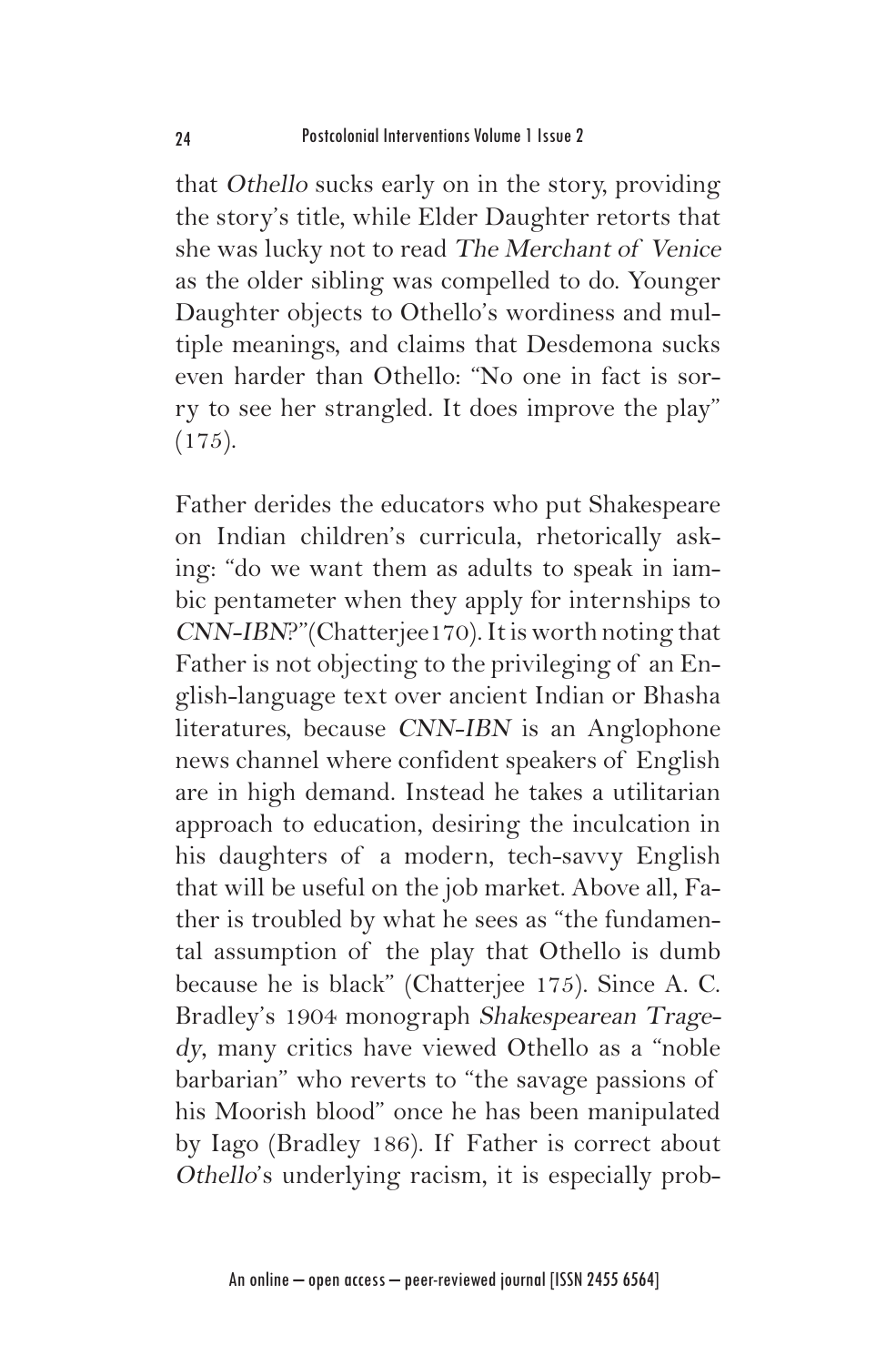that *Othello* sucks early on in the story, providing the story's title, while Elder Daughter retorts that she was lucky not to read *The Merchant of Venice* as the older sibling was compelled to do. Younger Daughter objects to Othello's wordiness and multiple meanings, and claims that Desdemona sucks even harder than Othello: "No one in fact is sorry to see her strangled. It does improve the play" (175).

Father derides the educators who put Shakespeare on Indian children's curricula, rhetorically asking: "do we want them as adults to speak in iambic pentameter when they apply for internships to *CNN-IBN*?"(Chatterjee170). It is worth noting that Father is not objecting to the privileging of an English-language text over ancient Indian or Bhasha literatures, because *CNN-IBN* is an Anglophone news channel where confident speakers of English are in high demand. Instead he takes a utilitarian approach to education, desiring the inculcation in his daughters of a modern, tech-savvy English that will be useful on the job market. Above all, Father is troubled by what he sees as "the fundamental assumption of the play that Othello is dumb because he is black" (Chatterjee 175). Since A. C. Bradley's 1904 monograph *Shakespearean Tragedy*, many critics have viewed Othello as a "noble barbarian" who reverts to "the savage passions of his Moorish blood" once he has been manipulated by Iago (Bradley 186). If Father is correct about *Othello*'s underlying racism, it is especially prob-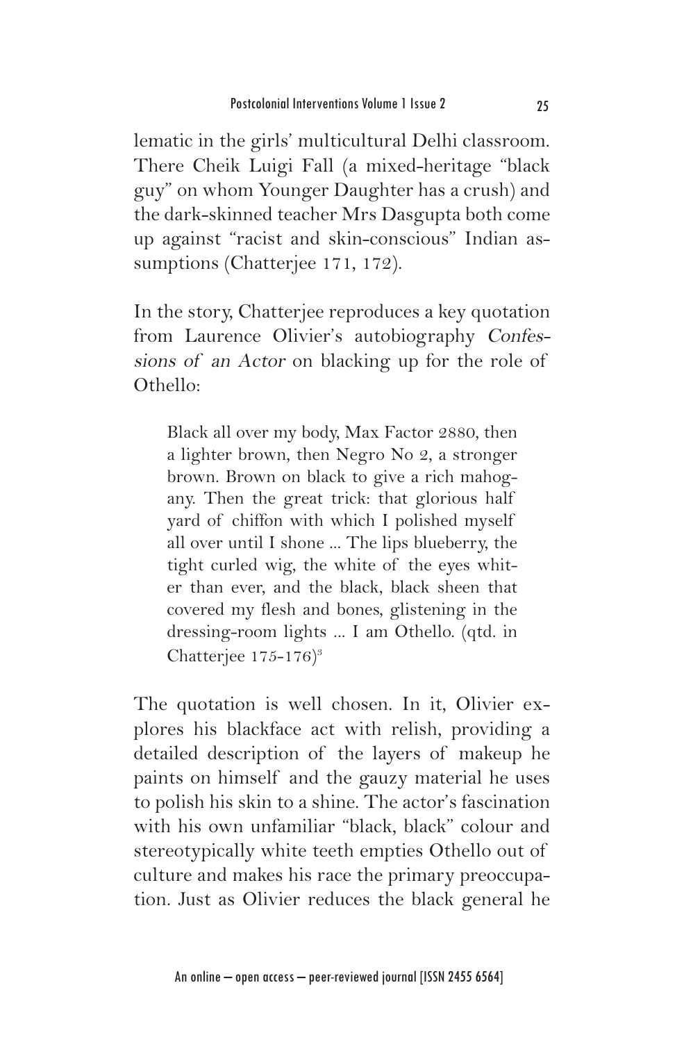lematic in the girls' multicultural Delhi classroom. There Cheik Luigi Fall (a mixed-heritage "black guy" on whom Younger Daughter has a crush) and the dark-skinned teacher Mrs Dasgupta both come up against "racist and skin-conscious" Indian assumptions (Chatterjee 171, 172).

In the story, Chatterjee reproduces a key quotation from Laurence Olivier's autobiography *Confessions of an Actor* on blacking up for the role of Othello:

> Black all over my body, Max Factor 2880, then a lighter brown, then Negro No 2, a stronger brown. Brown on black to give a rich mahogany. Then the great trick: that glorious half yard of chiffon with which I polished myself all over until I shone ... The lips blueberry, the tight curled wig, the white of the eyes whiter than ever, and the black, black sheen that covered my flesh and bones, glistening in the dressing-room lights ... I am Othello. (qtd. in Chatterjee 175-176)[3]

The quotation is well chosen. In it, Olivier explores his blackface act with relish, providing a detailed description of the layers of makeup he paints on himself and the gauzy material he uses to polish his skin to a shine. The actor's fascination with his own unfamiliar "black, black" colour and stereotypically white teeth empties Othello out of culture and makes his race the primary preoccupation. Just as Olivier reduces the black general he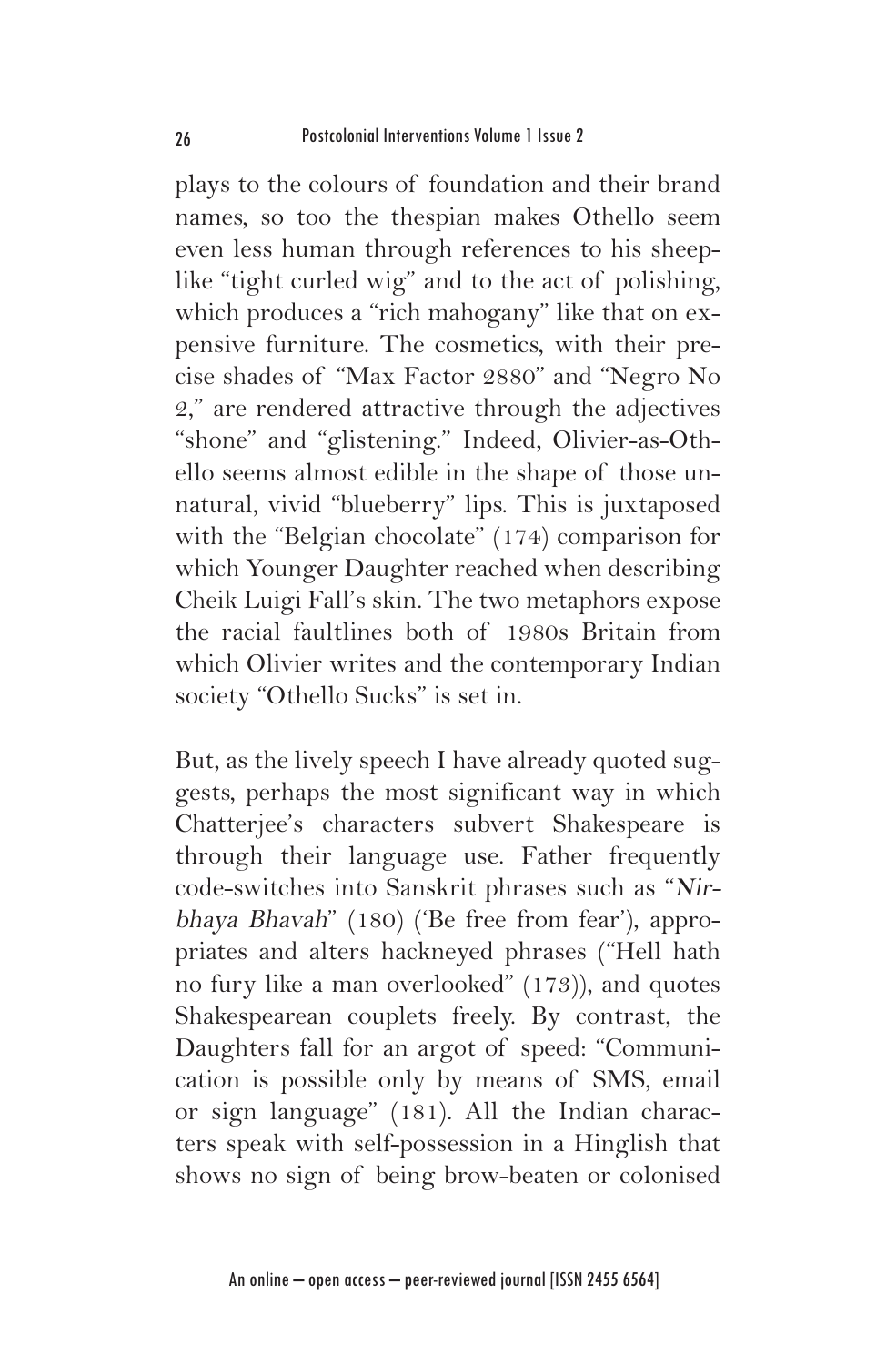plays to the colours of foundation and their brand names, so too the thespian makes Othello seem even less human through references to his sheep-like "tight curled wig" and to the act of polishing, which produces a "rich mahogany" like that on expensive furniture. The cosmetics, with their precise shades of "Max Factor 2880" and "Negro No 2," are rendered attractive through the adjectives "shone" and "glistening." Indeed, Olivier-as-Othello seems almost edible in the shape of those unnatural, vivid "blueberry" lips. This is juxtaposed with the "Belgian chocolate" (174) comparison for which Younger Daughter reached when describing Cheik Luigi Fall's skin. The two metaphors expose the racial faultlines both of 1980s Britain from which Olivier writes and the contemporary Indian society "Othello Sucks" is set in.

But, as the lively speech I have already quoted suggests, perhaps the most significant way in which Chatterjee's characters subvert Shakespeare is through their language use. Father frequently code-switches into Sanskrit phrases such as "*Nirbhaya Bhavah*" (180) ('Be free from fear'), appropriates and alters hackneyed phrases ("Hell hath no fury like a man overlooked" (173)), and quotes Shakespearean couplets freely. By contrast, the Daughters fall for an argot of speed: "Communication is possible only by means of SMS, email or sign language" (181). All the Indian characters speak with self-possession in a Hinglish that shows no sign of being brow-beaten or colonised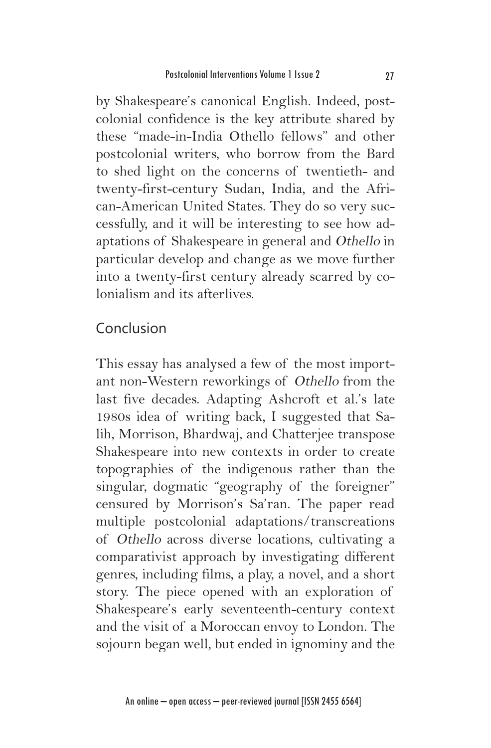by Shakespeare's canonical English. Indeed, postcolonial confidence is the key attribute shared by these "made-in-India Othello fellows" and other postcolonial writers, who borrow from the Bard to shed light on the concerns of twentieth- and twenty-first-century Sudan, India, and the African-American United States. They do so very successfully, and it will be interesting to see how adaptations of Shakespeare in general and *Othello* in particular develop and change as we move further into a twenty-first century already scarred by colonialism and its afterlives.

## Conclusion

This essay has analysed a few of the most important non-Western reworkings of *Othello* from the last five decades. Adapting Ashcroft et al.'s late 1980s idea of writing back, I suggested that Salih, Morrison, Bhardwaj, and Chatterjee transpose Shakespeare into new contexts in order to create topographies of the indigenous rather than the singular, dogmatic "geography of the foreigner" censured by Morrison's Sa'ran. The paper read multiple postcolonial adaptations/transcreations of *Othello* across diverse locations, cultivating a comparativist approach by investigating different genres, including films, a play, a novel, and a short story. The piece opened with an exploration of Shakespeare's early seventeenth-century context and the visit of a Moroccan envoy to London. The sojourn began well, but ended in ignominy and the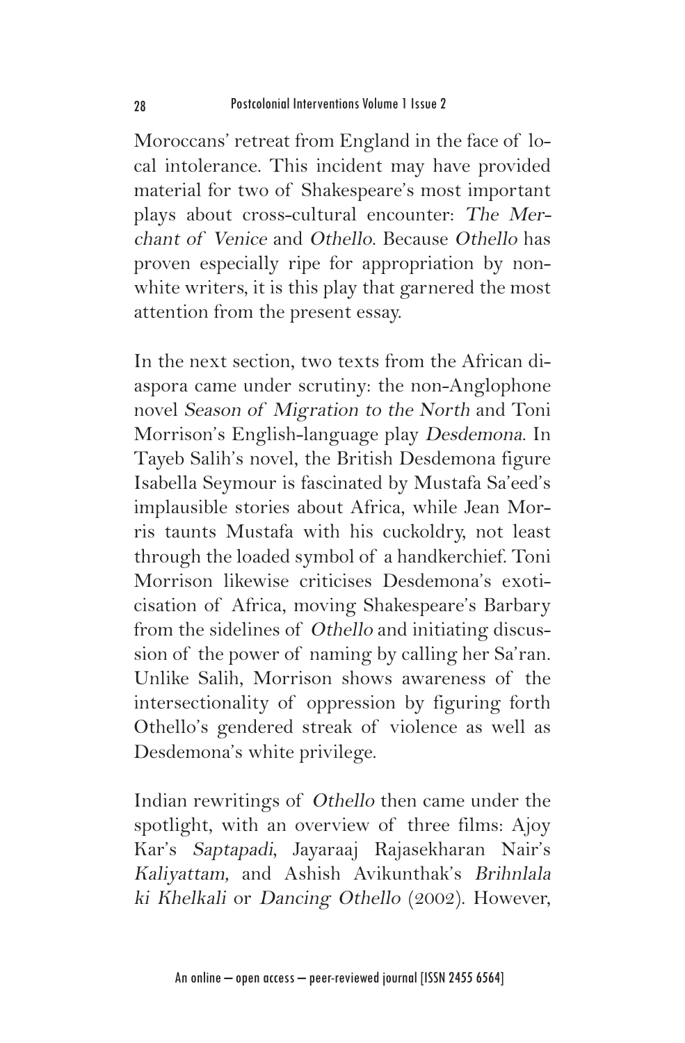Moroccans' retreat from England in the face of local intolerance. This incident may have provided material for two of Shakespeare's most important plays about cross-cultural encounter: *The Merchant of Venice* and *Othello*. Because *Othello* has proven especially ripe for appropriation by non-white writers, it is this play that garnered the most attention from the present essay.

In the next section, two texts from the African diaspora came under scrutiny: the non-Anglophone novel *Season of Migration to the North* and Toni Morrison's English-language play *Desdemona*. In Tayeb Salih's novel, the British Desdemona figure Isabella Seymour is fascinated by Mustafa Sa'eed's implausible stories about Africa, while Jean Morris taunts Mustafa with his cuckoldry, not least through the loaded symbol of a handkerchief. Toni Morrison likewise criticises Desdemona's exoticisation of Africa, moving Shakespeare's Barbary from the sidelines of *Othello* and initiating discussion of the power of naming by calling her Sa'ran. Unlike Salih, Morrison shows awareness of the intersectionality of oppression by figuring forth Othello's gendered streak of violence as well as Desdemona's white privilege.

Indian rewritings of *Othello* then came under the spotlight, with an overview of three films: Ajoy Kar's *Saptapadi*, Jayaraaj Rajasekharan Nair's *Kaliyattam,* and Ashish Avikunthak's *Brihnlala ki Khelkali* or *Dancing Othello* (2002). However,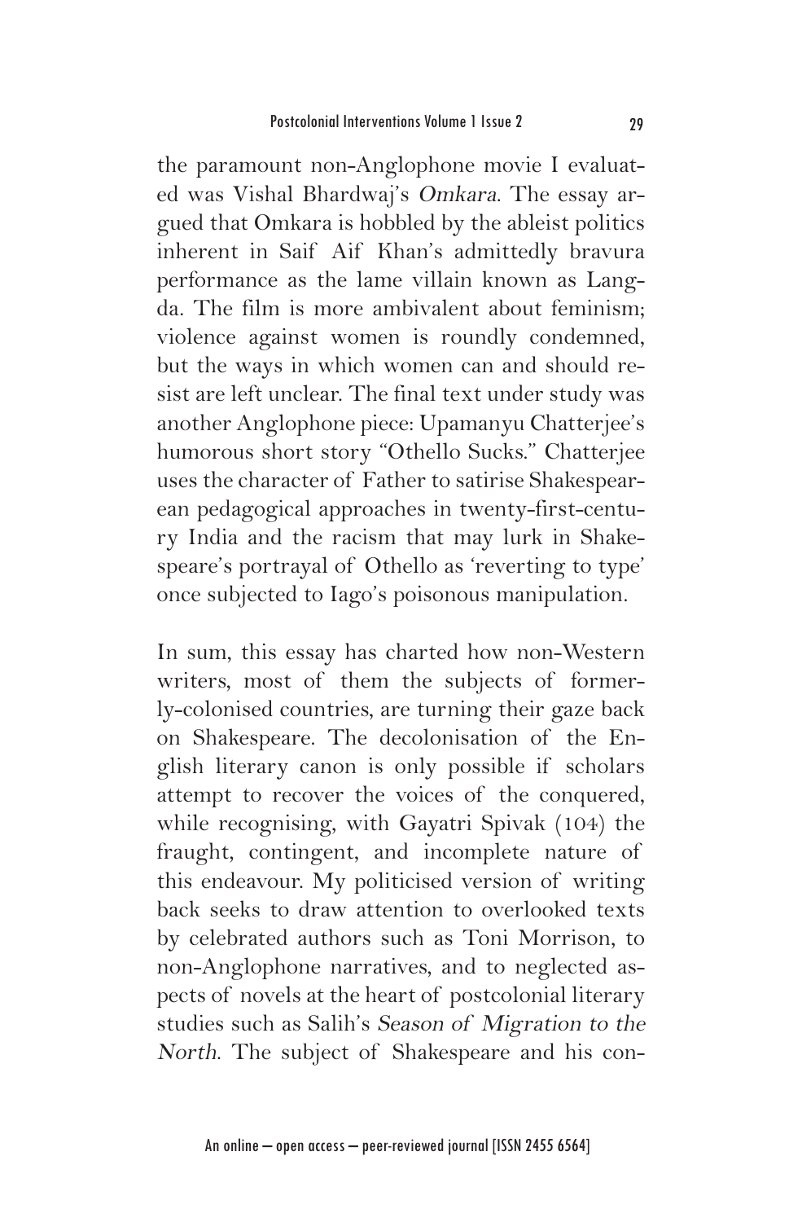the paramount non-Anglophone movie I evaluated was Vishal Bhardwaj's *Omkara*. The essay argued that Omkara is hobbled by the ableist politics inherent in Saif Aif Khan's admittedly bravura performance as the lame villain known as Langda. The film is more ambivalent about feminism; violence against women is roundly condemned, but the ways in which women can and should resist are left unclear. The final text under study was another Anglophone piece: Upamanyu Chatterjee's humorous short story "Othello Sucks." Chatterjee uses the character of Father to satirise Shakespearean pedagogical approaches in twenty-first-century India and the racism that may lurk in Shakespeare's portrayal of Othello as 'reverting to type' once subjected to Iago's poisonous manipulation.

In sum, this essay has charted how non-Western writers, most of them the subjects of formerly-colonised countries, are turning their gaze back on Shakespeare. The decolonisation of the English literary canon is only possible if scholars attempt to recover the voices of the conquered, while recognising, with Gayatri Spivak (104) the fraught, contingent, and incomplete nature of this endeavour. My politicised version of writing back seeks to draw attention to overlooked texts by celebrated authors such as Toni Morrison, to non-Anglophone narratives, and to neglected aspects of novels at the heart of postcolonial literary studies such as Salih's *Season of Migration to the North*. The subject of Shakespeare and his con-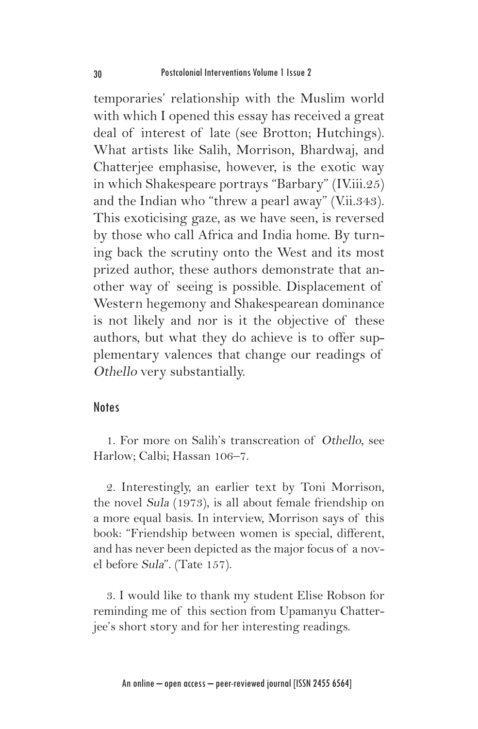temporaries' relationship with the Muslim world with which I opened this essay has received a great deal of interest of late (see Brotton; Hutchings). What artists like Salih, Morrison, Bhardwaj, and Chatterjee emphasise, however, is the exotic way in which Shakespeare portrays "Barbary" (IV.iii.25) and the Indian who "threw a pearl away" (V.ii.343). This exoticising gaze, as we have seen, is reversed by those who call Africa and India home. By turning back the scrutiny onto the West and its most prized author, these authors demonstrate that another way of seeing is possible. Displacement of Western hegemony and Shakespearean dominance is not likely and nor is it the objective of these authors, but what they do achieve is to offer supplementary valences that change our readings of *Othello* very substantially.

## Notes

1. For more on Salih's transcreation of *Othello*, see Harlow; Calbi; Hassan 106–7.

2. Interestingly, an earlier text by Toni Morrison, the novel *Sula* (1973), is all about female friendship on a more equal basis. In interview, Morrison says of this book: "Friendship between women is special, different, and has never been depicted as the major focus of a novel before *Sula*". (Tate 157).

3. I would like to thank my student Elise Robson for reminding me of this section from Upamanyu Chatterjee's short story and for her interesting readings.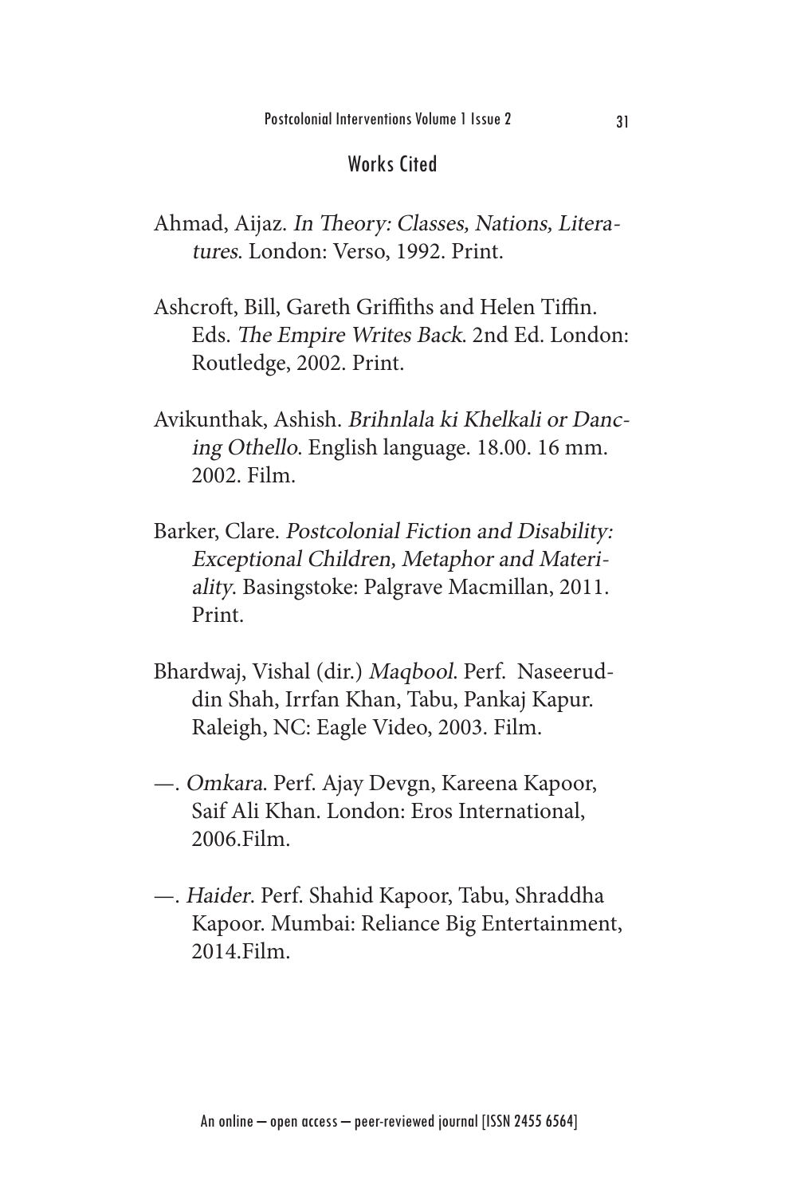## Works Cited

Ahmad, Aijaz. *In Theory: Classes, Nations, Literatures*. London: Verso, 1992. Print.

Ashcroft, Bill, Gareth Griffiths and Helen Tiffin. Eds. *The Empire Writes Back*. 2nd Ed. London: Routledge, 2002. Print.

Avikunthak, Ashish. *Brihnlala ki Khelkali or Dancing Othello*. English language. 18.00. 16 mm. 2002. Film.

Barker, Clare. *Postcolonial Fiction and Disability: Exceptional Children, Metaphor and Materiality*. Basingstoke: Palgrave Macmillan, 2011. Print.

Bhardwaj, Vishal (dir.) *Maqbool*. Perf. Naseeruddin Shah, Irrfan Khan, Tabu, Pankaj Kapur. Raleigh, NC: Eagle Video, 2003. Film.

—. *Omkara*. Perf. Ajay Devgn, Kareena Kapoor, Saif Ali Khan. London: Eros International, 2006.Film.

—. *Haider*. Perf. Shahid Kapoor, Tabu, Shraddha Kapoor. Mumbai: Reliance Big Entertainment, 2014.Film.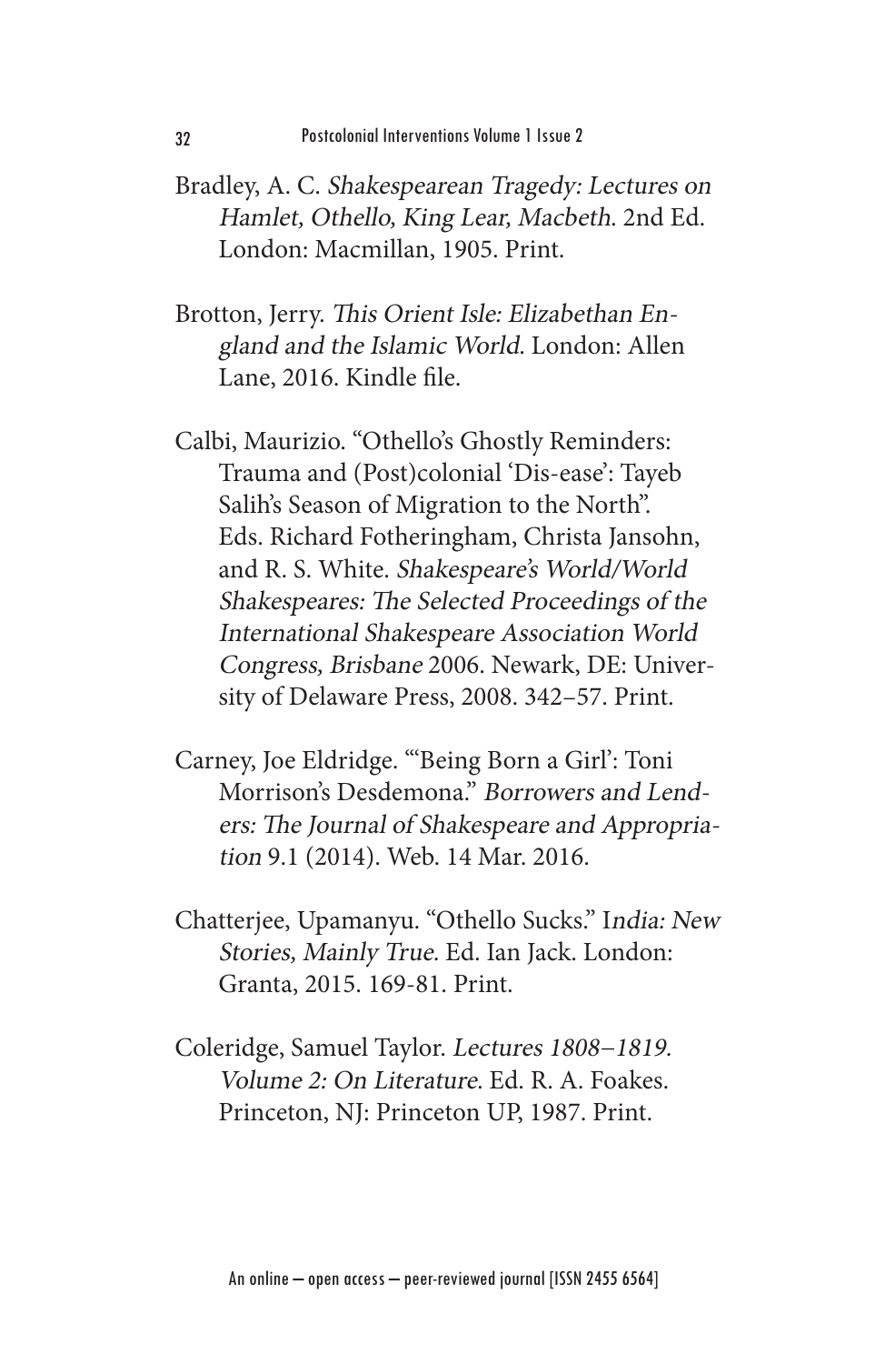Bradley, A. C. *Shakespearean Tragedy: Lectures on Hamlet, Othello, King Lear, Macbeth*. 2nd Ed. London: Macmillan, 1905. Print.

Brotton, Jerry. *This Orient Isle: Elizabethan England and the Islamic World*. London: Allen Lane, 2016. Kindle file.

Calbi, Maurizio. "Othello's Ghostly Reminders: Trauma and (Post)colonial 'Dis-ease': Tayeb Salih's Season of Migration to the North". Eds. Richard Fotheringham, Christa Jansohn, and R. S. White. *Shakespeare's World/World Shakespeares: The Selected Proceedings of the International Shakespeare Association World Congress, Brisbane* 2006. Newark, DE: University of Delaware Press, 2008. 342–57. Print.

Carney, Joe Eldridge. "'Being Born a Girl': Toni Morrison's Desdemona." *Borrowers and Lenders: The Journal of Shakespeare and Appropriation* 9.1 (2014). Web. 14 Mar. 2016.

Chatterjee, Upamanyu. "Othello Sucks." I*ndia: New Stories, Mainly True*. Ed. Ian Jack. London: Granta, 2015. 169-81. Print.

Coleridge, Samuel Taylor. *Lectures 1808–1819. Volume 2: On Literature*. Ed. R. A. Foakes. Princeton, NJ: Princeton UP, 1987. Print.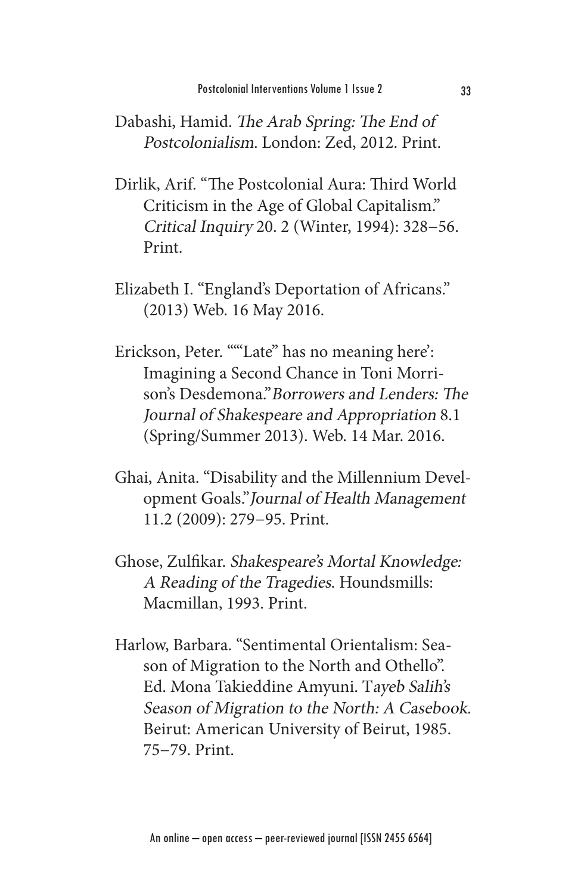Dabashi, Hamid. *The Arab Spring: The End of Postcolonialism*. London: Zed, 2012. Print.

Dirlik, Arif. "The Postcolonial Aura: Third World Criticism in the Age of Global Capitalism." *Critical Inquiry* 20. 2 (Winter, 1994): 328–56. Print.

Elizabeth I. "England's Deportation of Africans." (2013) Web. 16 May 2016.

Erickson, Peter. "'"Late" has no meaning here': Imagining a Second Chance in Toni Morrison's Desdemona."*Borrowers and Lenders: The Journal of Shakespeare and Appropriation* 8.1 (Spring/Summer 2013). Web. 14 Mar. 2016.

Ghai, Anita. "Disability and the Millennium Development Goals."*Journal of Health Management* 11.2 (2009): 279–95. Print.

Ghose, Zulfikar. *Shakespeare's Mortal Knowledge: A Reading of the Tragedies*. Houndsmills: Macmillan, 1993. Print.

Harlow, Barbara. "Sentimental Orientalism: Season of Migration to the North and Othello". Ed. Mona Takieddine Amyuni. T*ayeb Salih's Season of Migration to the North: A Casebook*. Beirut: American University of Beirut, 1985. 75–79. Print.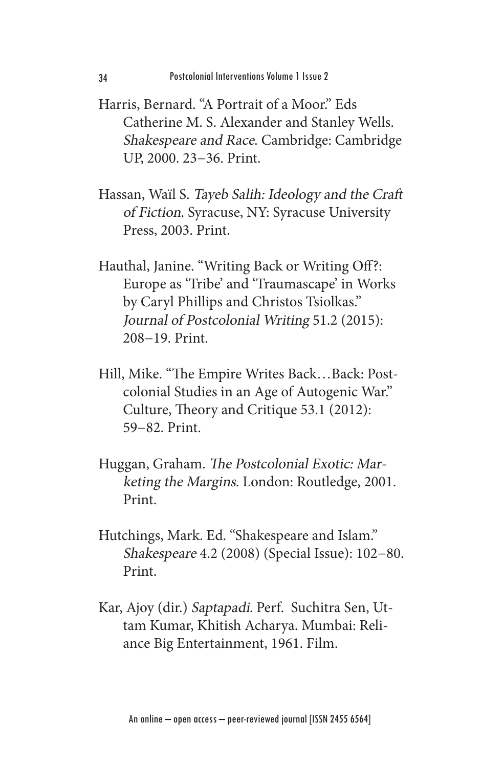Harris, Bernard. "A Portrait of a Moor." Eds Catherine M. S. Alexander and Stanley Wells. *Shakespeare and Race*. Cambridge: Cambridge UP, 2000. 23–36. Print.

Hassan, Waïl S. *Tayeb Salih: Ideology and the Craft of Fiction*. Syracuse, NY: Syracuse University Press, 2003. Print.

Hauthal, Janine. "Writing Back or Writing Off?: Europe as 'Tribe' and 'Traumascape' in Works by Caryl Phillips and Christos Tsiolkas." *Journal of Postcolonial Writing* 51.2 (2015): 208–19. Print.

Hill, Mike. "The Empire Writes Back…Back: Postcolonial Studies in an Age of Autogenic War." Culture, Theory and Critique 53.1 (2012): 59–82. Print.

Huggan, Graham. *The Postcolonial Exotic: Marketing the Margins*. London: Routledge, 2001. Print.

Hutchings, Mark. Ed. "Shakespeare and Islam." *Shakespeare* 4.2 (2008) (Special Issue): 102–80. Print.

Kar, Ajoy (dir.) *Saptapadi*. Perf. Suchitra Sen, Uttam Kumar, Khitish Acharya. Mumbai: Reliance Big Entertainment, 1961. Film.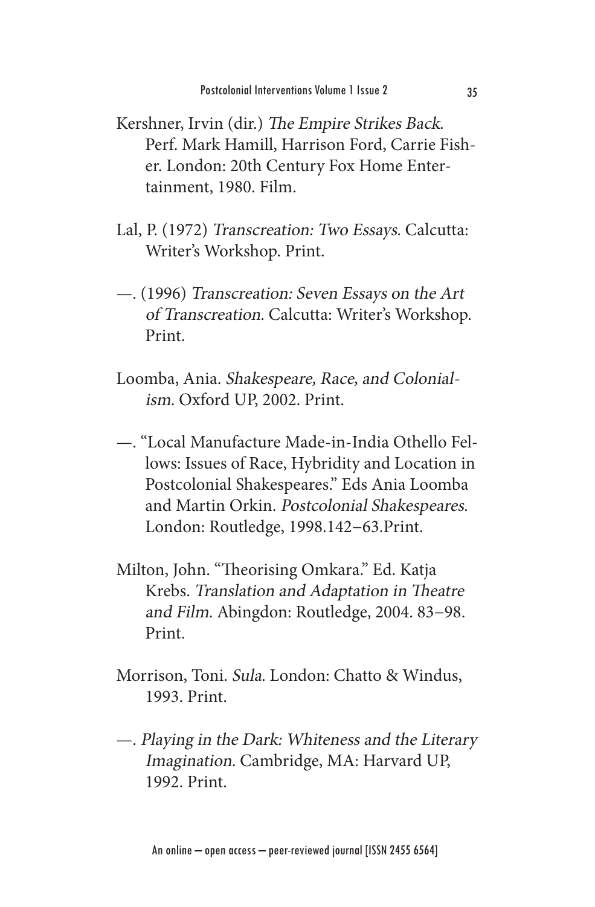Kershner, Irvin (dir.) *The Empire Strikes Back*. Perf. Mark Hamill, Harrison Ford, Carrie Fisher. London: 20th Century Fox Home Entertainment, 1980. Film.

Lal, P. (1972) *Transcreation: Two Essays*. Calcutta: Writer's Workshop. Print.

—. (1996) *Transcreation: Seven Essays on the Art of Transcreation*. Calcutta: Writer's Workshop. Print.

Loomba, Ania. *Shakespeare, Race, and Colonialism*. Oxford UP, 2002. Print.

—. "Local Manufacture Made-in-India Othello Fellows: Issues of Race, Hybridity and Location in Postcolonial Shakespeares." Eds Ania Loomba and Martin Orkin. *Postcolonial Shakespeares*. London: Routledge, 1998.142–63.Print.

Milton, John. "Theorising Omkara." Ed. Katja Krebs. *Translation and Adaptation in Theatre and Film*. Abingdon: Routledge, 2004. 83–98. Print.

Morrison, Toni. *Sula*. London: Chatto & Windus, 1993. Print.

—. *Playing in the Dark: Whiteness and the Literary Imagination*. Cambridge, MA: Harvard UP, 1992. Print.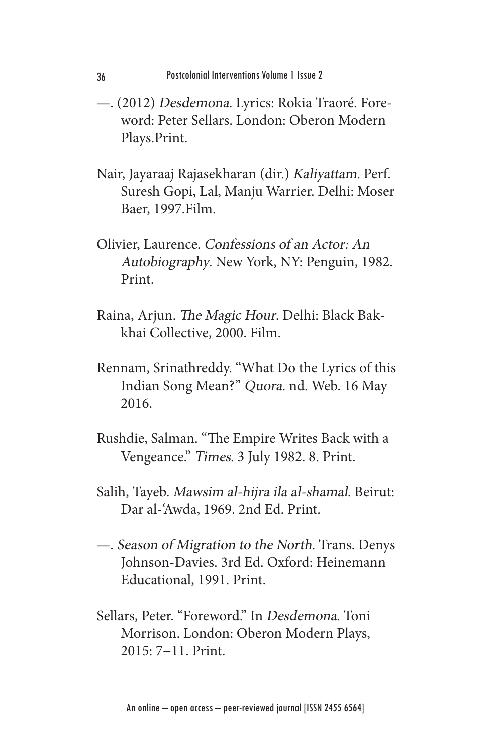—. (2012) *Desdemona*. Lyrics: Rokia Traoré. Foreword: Peter Sellars. London: Oberon Modern Plays.Print.

Nair, Jayaraaj Rajasekharan (dir.) *Kaliyattam*. Perf. Suresh Gopi, Lal, Manju Warrier. Delhi: Moser Baer, 1997.Film.

Olivier, Laurence. *Confessions of an Actor: An Autobiography*. New York, NY: Penguin, 1982. Print.

Raina, Arjun. *The Magic Hour*. Delhi: Black Bakkhai Collective, 2000. Film.

Rennam, Srinathreddy. "What Do the Lyrics of this Indian Song Mean?" *Quora*. nd. Web. 16 May 2016.

Rushdie, Salman. "The Empire Writes Back with a Vengeance." *Times*. 3 July 1982. 8. Print.

Salih, Tayeb. *Mawsim al-hijra ila al-shamal*. Beirut: Dar al-'Awda, 1969. 2nd Ed. Print.

—. *Season of Migration to the North*. Trans. Denys Johnson-Davies. 3rd Ed. Oxford: Heinemann Educational, 1991. Print.

Sellars, Peter. "Foreword." In *Desdemona*. Toni Morrison. London: Oberon Modern Plays, 2015: 7–11. Print.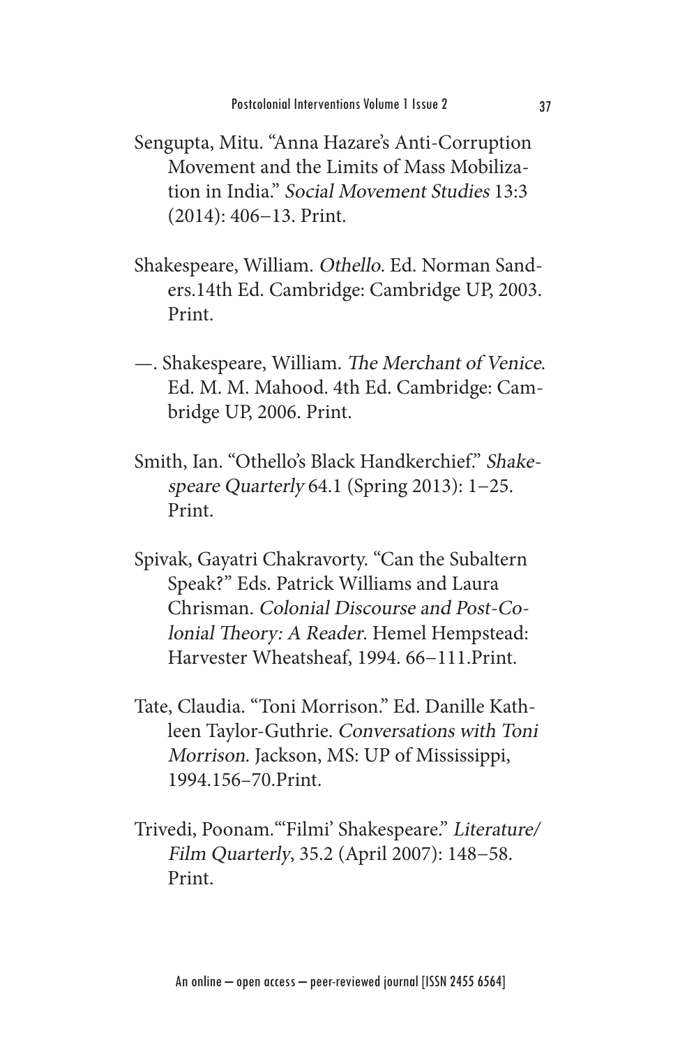Sengupta, Mitu. "Anna Hazare's Anti-Corruption Movement and the Limits of Mass Mobilization in India." *Social Movement Studies* 13:3 (2014): 406–13. Print.

Shakespeare, William. *Othello*. Ed. Norman Sanders.14th Ed. Cambridge: Cambridge UP, 2003. Print.

—. Shakespeare, William. *The Merchant of Venice*. Ed. M. M. Mahood. 4th Ed. Cambridge: Cambridge UP, 2006. Print.

Smith, Ian. "Othello's Black Handkerchief." *Shakespeare Quarterly* 64.1 (Spring 2013): 1–25. Print.

Spivak, Gayatri Chakravorty. "Can the Subaltern Speak?" Eds. Patrick Williams and Laura Chrisman. *Colonial Discourse and Post-Colonial Theory: A Reader*. Hemel Hempstead: Harvester Wheatsheaf, 1994. 66–111.Print.

Tate, Claudia. "Toni Morrison." Ed. Danille Kathleen Taylor-Guthrie. *Conversations with Toni Morrison*. Jackson, MS: UP of Mississippi, 1994.156–70.Print.

Trivedi, Poonam."'Filmi' Shakespeare." *Literature/Film Quarterly*, 35.2 (April 2007): 148–58. Print.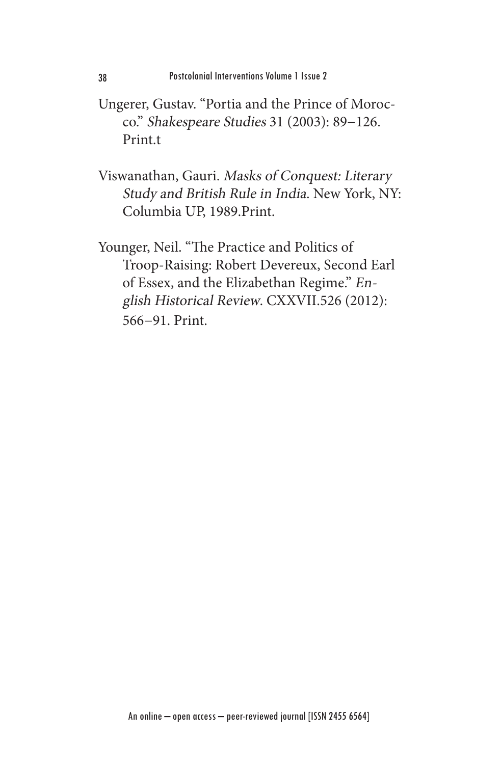Ungerer, Gustav. "Portia and the Prince of Morocco." *Shakespeare Studies* 31 (2003): 89–126. Print.t

Viswanathan, Gauri. *Masks of Conquest: Literary Study and British Rule in India*. New York, NY: Columbia UP, 1989.Print.

Younger, Neil. "The Practice and Politics of Troop-Raising: Robert Devereux, Second Earl of Essex, and the Elizabethan Regime." *English Historical Review*. CXXVII.526 (2012): 566–91. Print.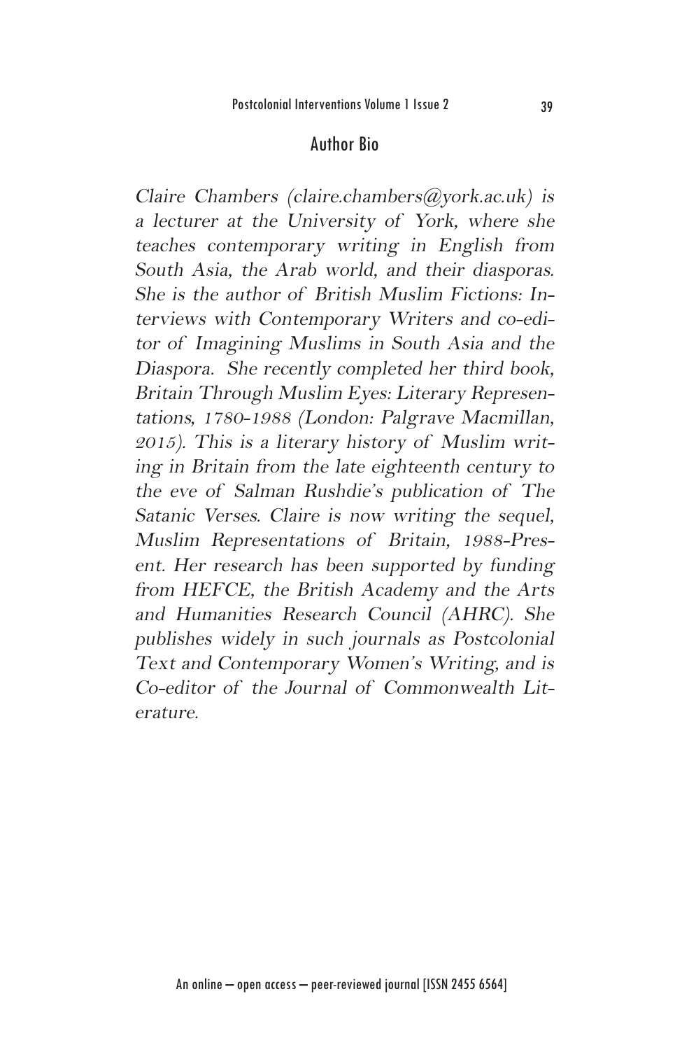## Author Bio

*Claire Chambers (claire.chambers@york.ac.uk) is a lecturer at the University of York, where she teaches contemporary writing in English from South Asia, the Arab world, and their diasporas. She is the author of British Muslim Fictions: Interviews with Contemporary Writers and co-editor of Imagining Muslims in South Asia and the Diaspora. She recently completed her third book, Britain Through Muslim Eyes: Literary Representations, 1780-1988 (London: Palgrave Macmillan, 2015). This is a literary history of Muslim writing in Britain from the late eighteenth century to the eve of Salman Rushdie's publication of The Satanic Verses. Claire is now writing the sequel, Muslim Representations of Britain, 1988-Present. Her research has been supported by funding from HEFCE, the British Academy and the Arts and Humanities Research Council (AHRC). She publishes widely in such journals as Postcolonial Text and Contemporary Women's Writing, and is Co-editor of the Journal of Commonwealth Literature.*